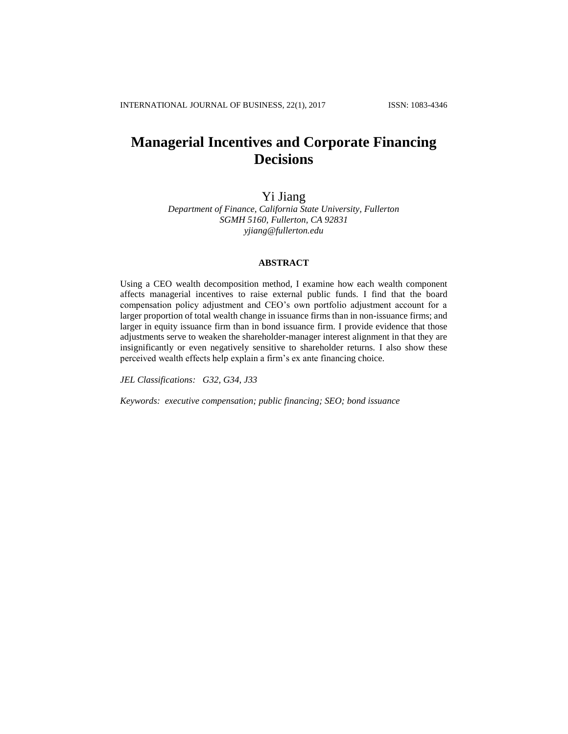# Managerial Incentives and Corporate Financing Decisions

Yi Jiang

*Department of Finance, California State University, Fullerton*
*SGMH 5160, Fullerton, CA 92831*
*yjiang@fullerton.edu*

### ABSTRACT

Using a CEO wealth decomposition method, I examine how each wealth component affects managerial incentives to raise external public funds. I find that the board compensation policy adjustment and CEO's own portfolio adjustment account for a larger proportion of total wealth change in issuance firms than in non-issuance firms; and larger in equity issuance firm than in bond issuance firm. I provide evidence that those adjustments serve to weaken the shareholder-manager interest alignment in that they are insignificantly or even negatively sensitive to shareholder returns. I also show these perceived wealth effects help explain a firm's ex ante financing choice.

*JEL Classifications: G32, G34, J33*

*Keywords: executive compensation; public financing; SEO; bond issuance*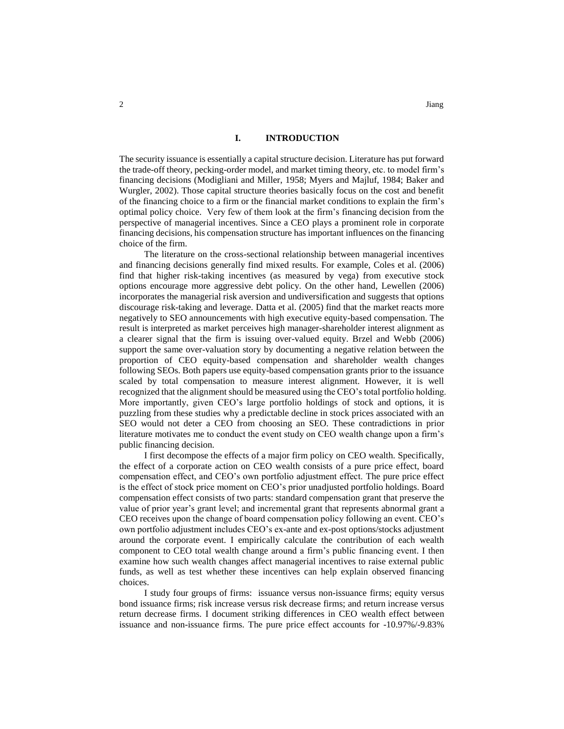## I. INTRODUCTION

The security issuance is essentially a capital structure decision. Literature has put forward the trade-off theory, pecking-order model, and market timing theory, etc. to model firm's financing decisions (Modigliani and Miller, 1958; Myers and Majluf, 1984; Baker and Wurgler, 2002). Those capital structure theories basically focus on the cost and benefit of the financing choice to a firm or the financial market conditions to explain the firm's optimal policy choice. Very few of them look at the firm's financing decision from the perspective of managerial incentives. Since a CEO plays a prominent role in corporate financing decisions, his compensation structure has important influences on the financing choice of the firm.

The literature on the cross-sectional relationship between managerial incentives and financing decisions generally find mixed results. For example, Coles et al. (2006) find that higher risk-taking incentives (as measured by vega) from executive stock options encourage more aggressive debt policy. On the other hand, Lewellen (2006) incorporates the managerial risk aversion and undiversification and suggests that options discourage risk-taking and leverage. Datta et al. (2005) find that the market reacts more negatively to SEO announcements with high executive equity-based compensation. The result is interpreted as market perceives high manager-shareholder interest alignment as a clearer signal that the firm is issuing over-valued equity. Brzel and Webb (2006) support the same over-valuation story by documenting a negative relation between the proportion of CEO equity-based compensation and shareholder wealth changes following SEOs. Both papers use equity-based compensation grants prior to the issuance scaled by total compensation to measure interest alignment. However, it is well recognized that the alignment should be measured using the CEO's total portfolio holding. More importantly, given CEO's large portfolio holdings of stock and options, it is puzzling from these studies why a predictable decline in stock prices associated with an SEO would not deter a CEO from choosing an SEO. These contradictions in prior literature motivates me to conduct the event study on CEO wealth change upon a firm's public financing decision.

I first decompose the effects of a major firm policy on CEO wealth. Specifically, the effect of a corporate action on CEO wealth consists of a pure price effect, board compensation effect, and CEO's own portfolio adjustment effect. The pure price effect is the effect of stock price moment on CEO's prior unadjusted portfolio holdings. Board compensation effect consists of two parts: standard compensation grant that preserve the value of prior year's grant level; and incremental grant that represents abnormal grant a CEO receives upon the change of board compensation policy following an event. CEO's own portfolio adjustment includes CEO's ex-ante and ex-post options/stocks adjustment around the corporate event. I empirically calculate the contribution of each wealth component to CEO total wealth change around a firm's public financing event. I then examine how such wealth changes affect managerial incentives to raise external public funds, as well as test whether these incentives can help explain observed financing choices.

I study four groups of firms: issuance versus non-issuance firms; equity versus bond issuance firms; risk increase versus risk decrease firms; and return increase versus return decrease firms. I document striking differences in CEO wealth effect between issuance and non-issuance firms. The pure price effect accounts for -10.97%/-9.83%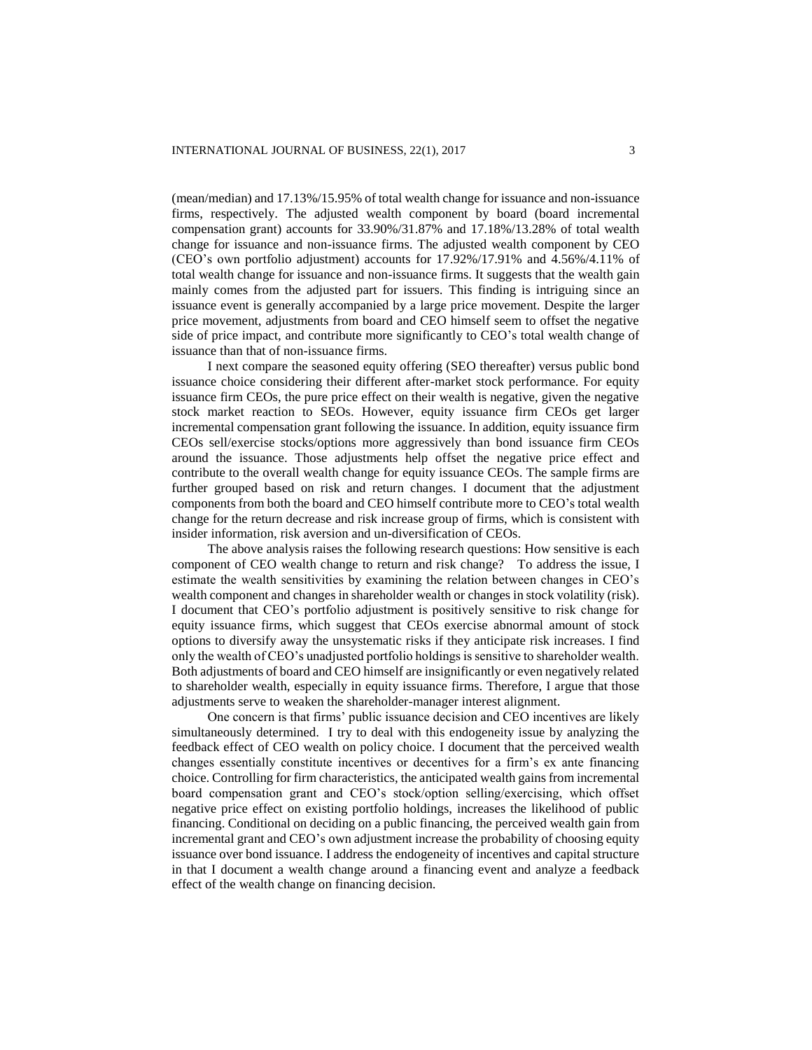(mean/median) and 17.13%/15.95% of total wealth change for issuance and non-issuance firms, respectively. The adjusted wealth component by board (board incremental compensation grant) accounts for 33.90%/31.87% and 17.18%/13.28% of total wealth change for issuance and non-issuance firms. The adjusted wealth component by CEO (CEO's own portfolio adjustment) accounts for 17.92%/17.91% and 4.56%/4.11% of total wealth change for issuance and non-issuance firms. It suggests that the wealth gain mainly comes from the adjusted part for issuers. This finding is intriguing since an issuance event is generally accompanied by a large price movement. Despite the larger price movement, adjustments from board and CEO himself seem to offset the negative side of price impact, and contribute more significantly to CEO's total wealth change of issuance than that of non-issuance firms.

I next compare the seasoned equity offering (SEO thereafter) versus public bond issuance choice considering their different after-market stock performance. For equity issuance firm CEOs, the pure price effect on their wealth is negative, given the negative stock market reaction to SEOs. However, equity issuance firm CEOs get larger incremental compensation grant following the issuance. In addition, equity issuance firm CEOs sell/exercise stocks/options more aggressively than bond issuance firm CEOs around the issuance. Those adjustments help offset the negative price effect and contribute to the overall wealth change for equity issuance CEOs. The sample firms are further grouped based on risk and return changes. I document that the adjustment components from both the board and CEO himself contribute more to CEO's total wealth change for the return decrease and risk increase group of firms, which is consistent with insider information, risk aversion and un-diversification of CEOs.

The above analysis raises the following research questions: How sensitive is each component of CEO wealth change to return and risk change? To address the issue, I estimate the wealth sensitivities by examining the relation between changes in CEO's wealth component and changes in shareholder wealth or changes in stock volatility (risk). I document that CEO's portfolio adjustment is positively sensitive to risk change for equity issuance firms, which suggest that CEOs exercise abnormal amount of stock options to diversify away the unsystematic risks if they anticipate risk increases. I find only the wealth of CEO's unadjusted portfolio holdings is sensitive to shareholder wealth. Both adjustments of board and CEO himself are insignificantly or even negatively related to shareholder wealth, especially in equity issuance firms. Therefore, I argue that those adjustments serve to weaken the shareholder-manager interest alignment.

One concern is that firms' public issuance decision and CEO incentives are likely simultaneously determined. I try to deal with this endogeneity issue by analyzing the feedback effect of CEO wealth on policy choice. I document that the perceived wealth changes essentially constitute incentives or decentives for a firm's ex ante financing choice. Controlling for firm characteristics, the anticipated wealth gains from incremental board compensation grant and CEO's stock/option selling/exercising, which offset negative price effect on existing portfolio holdings, increases the likelihood of public financing. Conditional on deciding on a public financing, the perceived wealth gain from incremental grant and CEO's own adjustment increase the probability of choosing equity issuance over bond issuance. I address the endogeneity of incentives and capital structure in that I document a wealth change around a financing event and analyze a feedback effect of the wealth change on financing decision.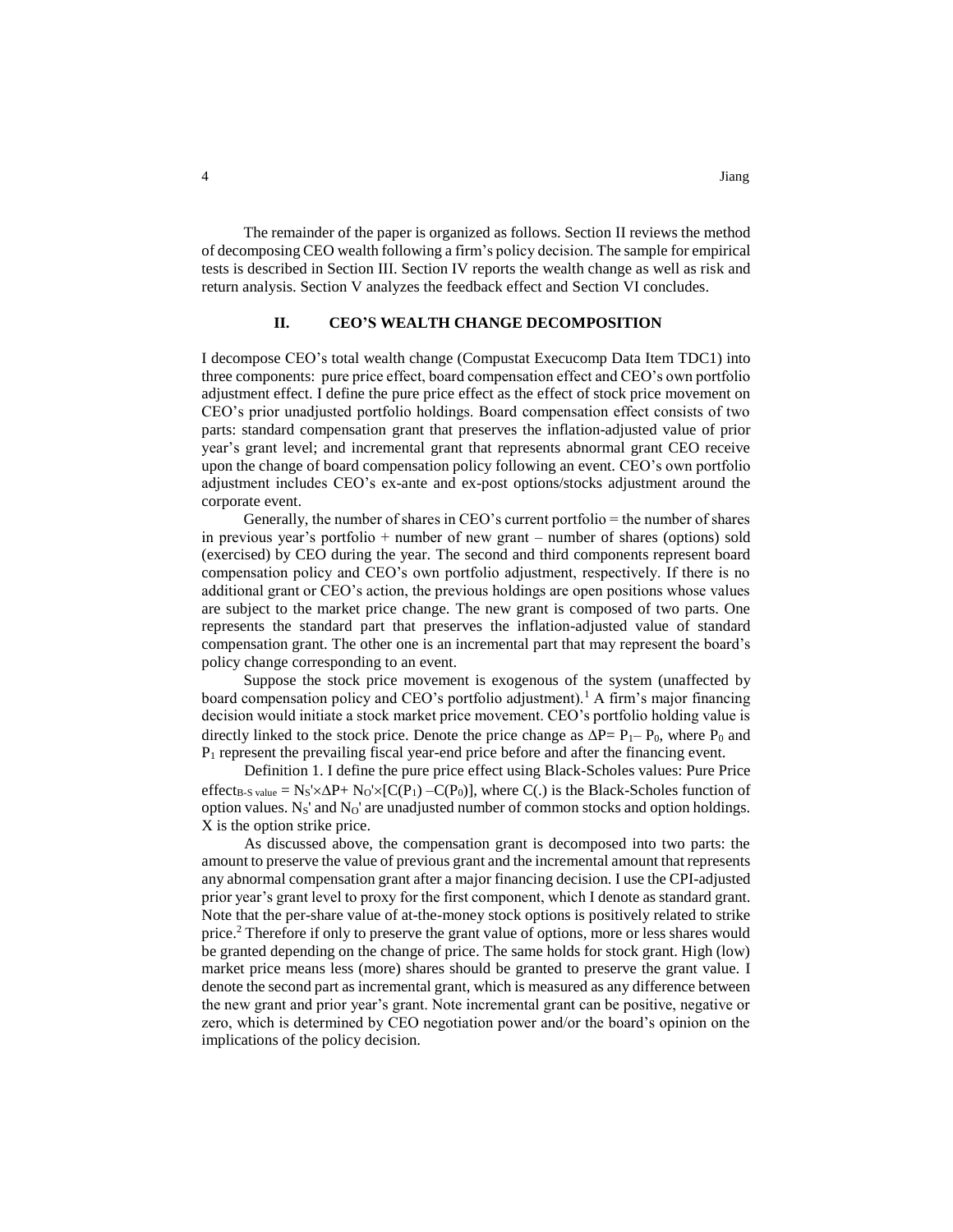The remainder of the paper is organized as follows. Section II reviews the method of decomposing CEO wealth following a firm's policy decision. The sample for empirical tests is described in Section III. Section IV reports the wealth change as well as risk and return analysis. Section V analyzes the feedback effect and Section VI concludes.

## II. CEO'S WEALTH CHANGE DECOMPOSITION

I decompose CEO's total wealth change (Compustat Execucomp Data Item TDC1) into three components: pure price effect, board compensation effect and CEO's own portfolio adjustment effect. I define the pure price effect as the effect of stock price movement on CEO's prior unadjusted portfolio holdings. Board compensation effect consists of two parts: standard compensation grant that preserves the inflation-adjusted value of prior year's grant level; and incremental grant that represents abnormal grant CEO receive upon the change of board compensation policy following an event. CEO's own portfolio adjustment includes CEO's ex-ante and ex-post options/stocks adjustment around the corporate event.

Generally, the number of shares in CEO's current portfolio = the number of shares in previous year's portfolio + number of new grant – number of shares (options) sold (exercised) by CEO during the year. The second and third components represent board compensation policy and CEO's own portfolio adjustment, respectively. If there is no additional grant or CEO's action, the previous holdings are open positions whose values are subject to the market price change. The new grant is composed of two parts. One represents the standard part that preserves the inflation-adjusted value of standard compensation grant. The other one is an incremental part that may represent the board's policy change corresponding to an event.

Suppose the stock price movement is exogenous of the system (unaffected by board compensation policy and CEO's portfolio adjustment).[1] A firm's major financing decision would initiate a stock market price movement. CEO's portfolio holding value is directly linked to the stock price. Denote the price change as $\Delta P = P_1 - P_0$, where $P_0$ and $P_1$ represent the prevailing fiscal year-end price before and after the financing event.

Definition 1. I define the pure price effect using Black-Scholes values: Pure Price $\text{effect}_{B\text{-}S\ value} = N_S' \times \Delta P + N_O' \times [C(P_1) - C(P_0)]$, where $C(.)$ is the Black-Scholes function of option values. $N_S'$ and $N_O'$ are unadjusted number of common stocks and option holdings. $X$ is the option strike price.

As discussed above, the compensation grant is decomposed into two parts: the amount to preserve the value of previous grant and the incremental amount that represents any abnormal compensation grant after a major financing decision. I use the CPI-adjusted prior year's grant level to proxy for the first component, which I denote as standard grant. Note that the per-share value of at-the-money stock options is positively related to strike price.[2] Therefore if only to preserve the grant value of options, more or less shares would be granted depending on the change of price. The same holds for stock grant. High (low) market price means less (more) shares should be granted to preserve the grant value. I denote the second part as incremental grant, which is measured as any difference between the new grant and prior year's grant. Note incremental grant can be positive, negative or zero, which is determined by CEO negotiation power and/or the board's opinion on the implications of the policy decision.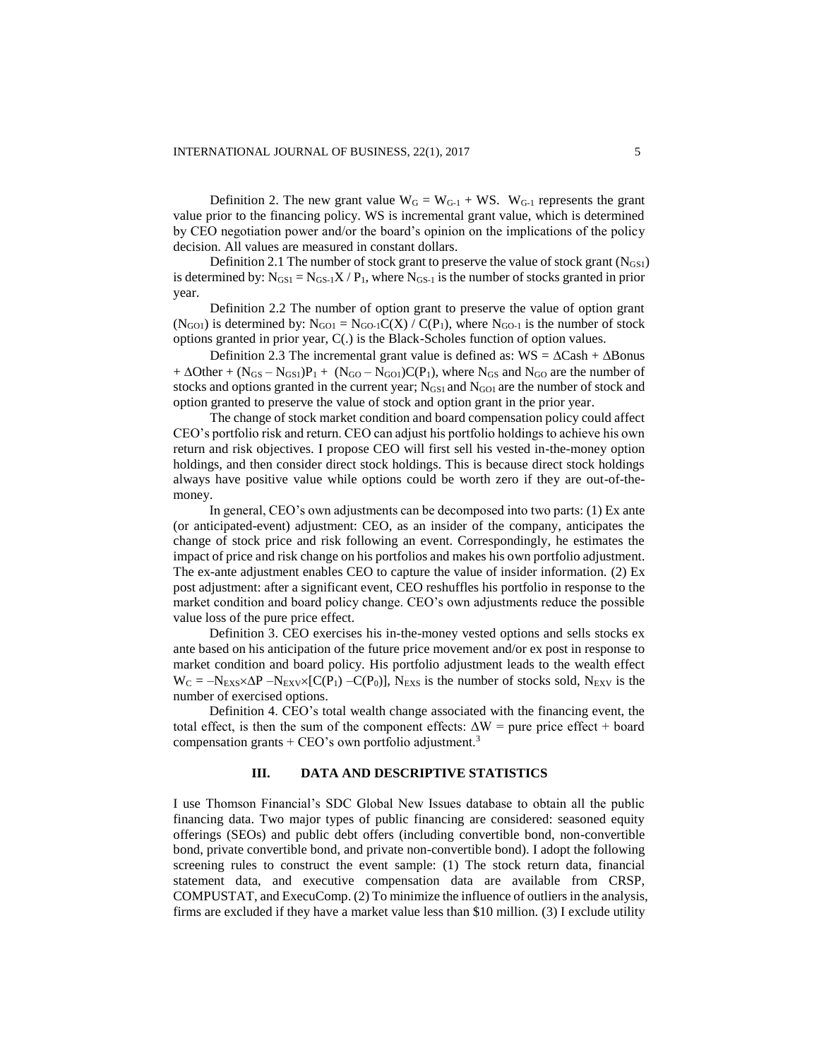Definition 2. The new grant value $W_G = W_{G-1} + WS$. $W_{G-1}$ represents the grant value prior to the financing policy. WS is incremental grant value, which is determined by CEO negotiation power and/or the board's opinion on the implications of the policy decision. All values are measured in constant dollars.

Definition 2.1 The number of stock grant to preserve the value of stock grant ($N_{GS1}$) is determined by: $N_{GS1} = N_{GS-1}X / P_1$, where $N_{GS-1}$ is the number of stocks granted in prior year.

Definition 2.2 The number of option grant to preserve the value of option grant ($N_{GO1}$) is determined by: $N_{GO1} = N_{GO-1}C(X) / C(P_1)$, where $N_{GO-1}$ is the number of stock options granted in prior year, C(.) is the Black-Scholes function of option values.

Definition 2.3 The incremental grant value is defined as: $WS = \Delta Cash + \Delta Bonus + \Delta Other + (N_{GS} - N_{GS1})P_1 + (N_{GO} - N_{GO1})C(P_1)$, where $N_{GS}$ and $N_{GO}$ are the number of stocks and options granted in the current year; $N_{GS1}$ and $N_{GO1}$ are the number of stock and option granted to preserve the value of stock and option grant in the prior year.

The change of stock market condition and board compensation policy could affect CEO's portfolio risk and return. CEO can adjust his portfolio holdings to achieve his own return and risk objectives. I propose CEO will first sell his vested in-the-money option holdings, and then consider direct stock holdings. This is because direct stock holdings always have positive value while options could be worth zero if they are out-of-the-money.

In general, CEO's own adjustments can be decomposed into two parts: (1) Ex ante (or anticipated-event) adjustment: CEO, as an insider of the company, anticipates the change of stock price and risk following an event. Correspondingly, he estimates the impact of price and risk change on his portfolios and makes his own portfolio adjustment. The ex-ante adjustment enables CEO to capture the value of insider information. (2) Ex post adjustment: after a significant event, CEO reshuffles his portfolio in response to the market condition and board policy change. CEO's own adjustments reduce the possible value loss of the pure price effect.

Definition 3. CEO exercises his in-the-money vested options and sells stocks ex ante based on his anticipation of the future price movement and/or ex post in response to market condition and board policy. His portfolio adjustment leads to the wealth effect $W_C = -N_{EXS} \times \Delta P - N_{EXV} \times [C(P_1) - C(P_0)]$, $N_{EXS}$ is the number of stocks sold, $N_{EXV}$ is the number of exercised options.

Definition 4. CEO's total wealth change associated with the financing event, the total effect, is then the sum of the component effects: $\Delta W$ = pure price effect + board compensation grants + CEO's own portfolio adjustment.[3]

## III. DATA AND DESCRIPTIVE STATISTICS

I use Thomson Financial's SDC Global New Issues database to obtain all the public financing data. Two major types of public financing are considered: seasoned equity offerings (SEOs) and public debt offers (including convertible bond, non-convertible bond, private convertible bond, and private non-convertible bond). I adopt the following screening rules to construct the event sample: (1) The stock return data, financial statement data, and executive compensation data are available from CRSP, COMPUSTAT, and ExecuComp. (2) To minimize the influence of outliers in the analysis, firms are excluded if they have a market value less than $10 million. (3) I exclude utility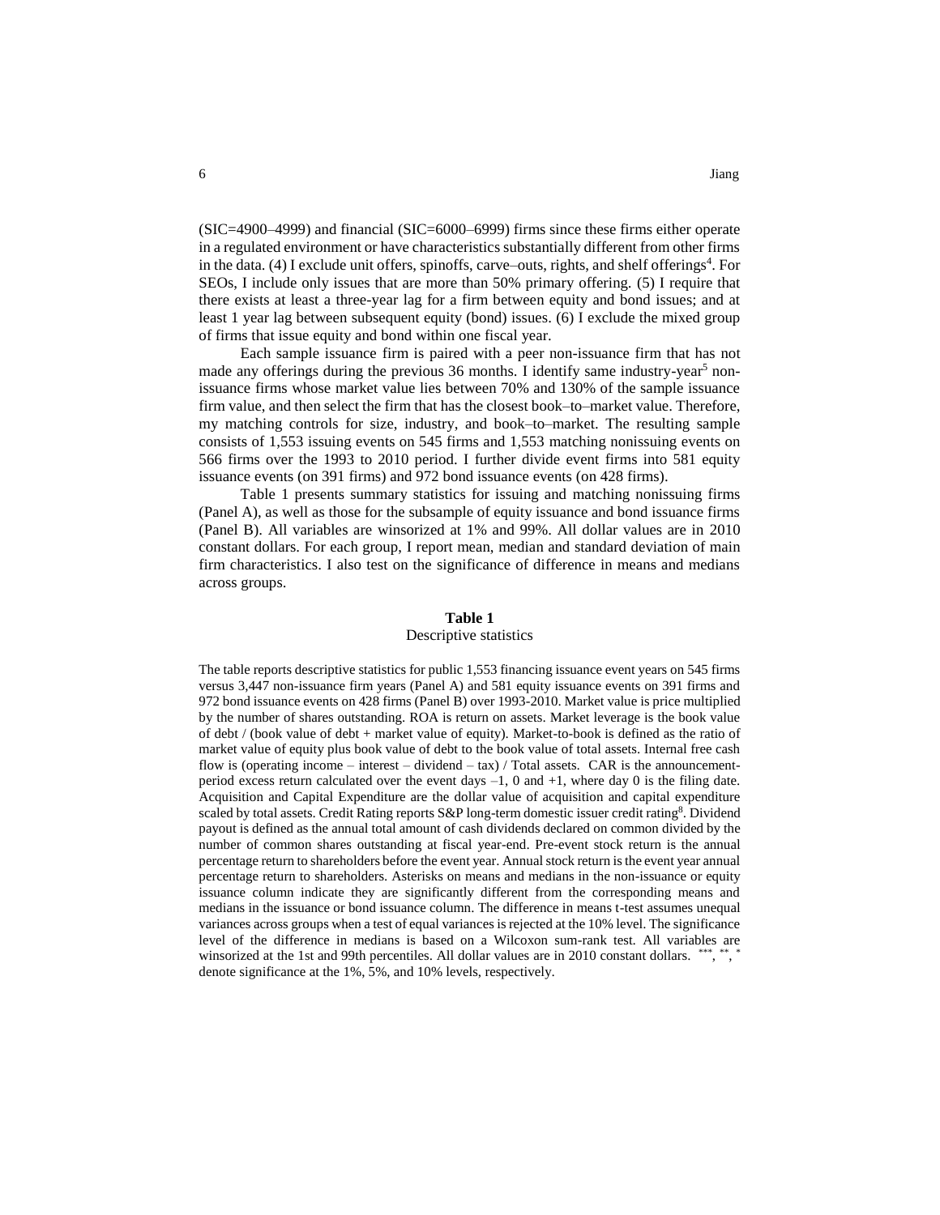(SIC=4900–4999) and financial (SIC=6000–6999) firms since these firms either operate in a regulated environment or have characteristics substantially different from other firms in the data. (4) I exclude unit offers, spinoffs, carve–outs, rights, and shelf offerings[4]. For SEOs, I include only issues that are more than 50% primary offering. (5) I require that there exists at least a three-year lag for a firm between equity and bond issues; and at least 1 year lag between subsequent equity (bond) issues. (6) I exclude the mixed group of firms that issue equity and bond within one fiscal year.

Each sample issuance firm is paired with a peer non-issuance firm that has not made any offerings during the previous 36 months. I identify same industry-year[5] non-issuance firms whose market value lies between 70% and 130% of the sample issuance firm value, and then select the firm that has the closest book–to–market value. Therefore, my matching controls for size, industry, and book–to–market. The resulting sample consists of 1,553 issuing events on 545 firms and 1,553 matching nonissuing events on 566 firms over the 1993 to 2010 period. I further divide event firms into 581 equity issuance events (on 391 firms) and 972 bond issuance events (on 428 firms).

Table 1 presents summary statistics for issuing and matching nonissuing firms (Panel A), as well as those for the subsample of equity issuance and bond issuance firms (Panel B). All variables are winsorized at 1% and 99%. All dollar values are in 2010 constant dollars. For each group, I report mean, median and standard deviation of main firm characteristics. I also test on the significance of difference in means and medians across groups.

**Table 1**

Descriptive statistics

The table reports descriptive statistics for public 1,553 financing issuance event years on 545 firms versus 3,447 non-issuance firm years (Panel A) and 581 equity issuance events on 391 firms and 972 bond issuance events on 428 firms (Panel B) over 1993-2010. Market value is price multiplied by the number of shares outstanding. ROA is return on assets. Market leverage is the book value of debt / (book value of debt + market value of equity). Market-to-book is defined as the ratio of market value of equity plus book value of debt to the book value of total assets. Internal free cash flow is (operating income – interest – dividend – tax) / Total assets. CAR is the announcement-period excess return calculated over the event days –1, 0 and +1, where day 0 is the filing date. Acquisition and Capital Expenditure are the dollar value of acquisition and capital expenditure scaled by total assets. Credit Rating reports S&P long-term domestic issuer credit rating[8]. Dividend payout is defined as the annual total amount of cash dividends declared on common divided by the number of common shares outstanding at fiscal year-end. Pre-event stock return is the annual percentage return to shareholders before the event year. Annual stock return is the event year annual percentage return to shareholders. Asterisks on means and medians in the non-issuance or equity issuance column indicate they are significantly different from the corresponding means and medians in the issuance or bond issuance column. The difference in means t-test assumes unequal variances across groups when a test of equal variances is rejected at the 10% level. The significance level of the difference in medians is based on a Wilcoxon sum-rank test. All variables are winsorized at the 1st and 99th percentiles. All dollar values are in 2010 constant dollars. \*\*\*, \*\*, \* denote significance at the 1%, 5%, and 10% levels, respectively.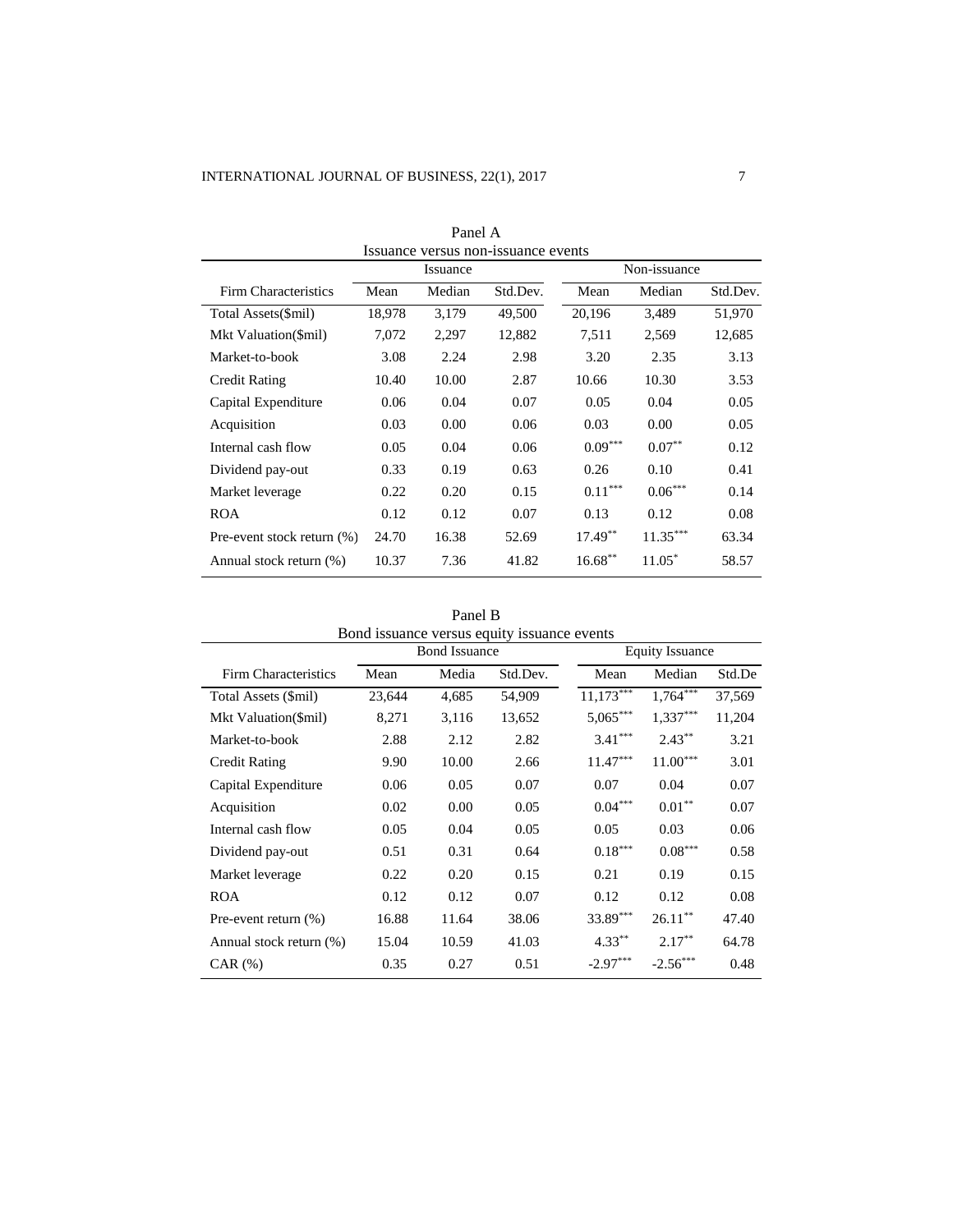Panel A

Issuance versus non-issuance events

| Firm Characteristics | Issuance | | | Non-issuance | | |
|---|---|---|---|---|---|---|
| | Mean | Median | Std.Dev. | Mean | Median | Std.Dev. |
| Total Assets($mil) | 18,978 | 3,179 | 49,500 | 20,196 | 3,489 | 51,970 |
| Mkt Valuation($mil) | 7,072 | 2,297 | 12,882 | 7,511 | 2,569 | 12,685 |
| Market-to-book | 3.08 | 2.24 | 2.98 | 3.20 | 2.35 | 3.13 |
| Credit Rating | 10.40 | 10.00 | 2.87 | 10.66 | 10.30 | 3.53 |
| Capital Expenditure | 0.06 | 0.04 | 0.07 | 0.05 | 0.04 | 0.05 |
| Acquisition | 0.03 | 0.00 | 0.06 | 0.03 | 0.00 | 0.05 |
| Internal cash flow | 0.05 | 0.04 | 0.06 | 0.09*** | 0.07** | 0.12 |
| Dividend pay-out | 0.33 | 0.19 | 0.63 | 0.26 | 0.10 | 0.41 |
| Market leverage | 0.22 | 0.20 | 0.15 | 0.11*** | 0.06*** | 0.14 |
| ROA | 0.12 | 0.12 | 0.07 | 0.13 | 0.12 | 0.08 |
| Pre-event stock return (%) | 24.70 | 16.38 | 52.69 | 17.49** | 11.35*** | 63.34 |
| Annual stock return (%) | 10.37 | 7.36 | 41.82 | 16.68** | 11.05* | 58.57 |

Panel B

Bond issuance versus equity issuance events

| Firm Characteristics | Bond Issuance | | | Equity Issuance | | |
|---|---|---|---|---|---|---|
| | Mean | Media | Std.Dev. | Mean | Median | Std.De |
| Total Assets ($mil) | 23,644 | 4,685 | 54,909 | 11,173*** | 1,764*** | 37,569 |
| Mkt Valuation($mil) | 8,271 | 3,116 | 13,652 | 5,065*** | 1,337*** | 11,204 |
| Market-to-book | 2.88 | 2.12 | 2.82 | 3.41*** | 2.43** | 3.21 |
| Credit Rating | 9.90 | 10.00 | 2.66 | 11.47*** | 11.00*** | 3.01 |
| Capital Expenditure | 0.06 | 0.05 | 0.07 | 0.07 | 0.04 | 0.07 |
| Acquisition | 0.02 | 0.00 | 0.05 | 0.04*** | 0.01** | 0.07 |
| Internal cash flow | 0.05 | 0.04 | 0.05 | 0.05 | 0.03 | 0.06 |
| Dividend pay-out | 0.51 | 0.31 | 0.64 | 0.18*** | 0.08*** | 0.58 |
| Market leverage | 0.22 | 0.20 | 0.15 | 0.21 | 0.19 | 0.15 |
| ROA | 0.12 | 0.12 | 0.07 | 0.12 | 0.12 | 0.08 |
| Pre-event return (%) | 16.88 | 11.64 | 38.06 | 33.89*** | 26.11** | 47.40 |
| Annual stock return (%) | 15.04 | 10.59 | 41.03 | 4.33** | 2.17** | 64.78 |
| CAR (%) | 0.35 | 0.27 | 0.51 | -2.97*** | -2.56*** | 0.48 |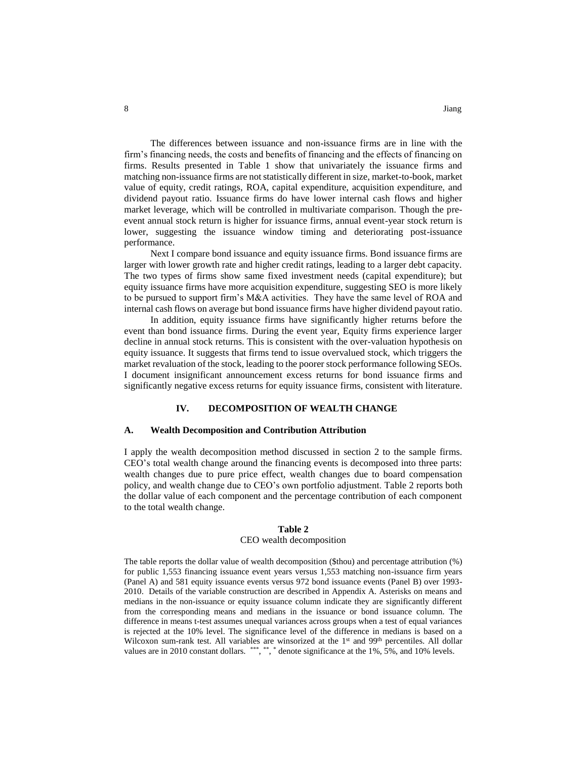The differences between issuance and non-issuance firms are in line with the firm's financing needs, the costs and benefits of financing and the effects of financing on firms. Results presented in Table 1 show that univariately the issuance firms and matching non-issuance firms are not statistically different in size, market-to-book, market value of equity, credit ratings, ROA, capital expenditure, acquisition expenditure, and dividend payout ratio. Issuance firms do have lower internal cash flows and higher market leverage, which will be controlled in multivariate comparison. Though the pre-event annual stock return is higher for issuance firms, annual event-year stock return is lower, suggesting the issuance window timing and deteriorating post-issuance performance.

Next I compare bond issuance and equity issuance firms. Bond issuance firms are larger with lower growth rate and higher credit ratings, leading to a larger debt capacity. The two types of firms show same fixed investment needs (capital expenditure); but equity issuance firms have more acquisition expenditure, suggesting SEO is more likely to be pursued to support firm's M&A activities. They have the same level of ROA and internal cash flows on average but bond issuance firms have higher dividend payout ratio.

In addition, equity issuance firms have significantly higher returns before the event than bond issuance firms. During the event year, Equity firms experience larger decline in annual stock returns. This is consistent with the over-valuation hypothesis on equity issuance. It suggests that firms tend to issue overvalued stock, which triggers the market revaluation of the stock, leading to the poorer stock performance following SEOs. I document insignificant announcement excess returns for bond issuance firms and significantly negative excess returns for equity issuance firms, consistent with literature.

## IV. DECOMPOSITION OF WEALTH CHANGE

### A. Wealth Decomposition and Contribution Attribution

I apply the wealth decomposition method discussed in section 2 to the sample firms. CEO's total wealth change around the financing events is decomposed into three parts: wealth changes due to pure price effect, wealth changes due to board compensation policy, and wealth change due to CEO's own portfolio adjustment. Table 2 reports both the dollar value of each component and the percentage contribution of each component to the total wealth change.

**Table 2**

CEO wealth decomposition

The table reports the dollar value of wealth decomposition ($thou) and percentage attribution (%) for public 1,553 financing issuance event years versus 1,553 matching non-issuance firm years (Panel A) and 581 equity issuance events versus 972 bond issuance events (Panel B) over 1993-2010. Details of the variable construction are described in Appendix A. Asterisks on means and medians in the non-issuance or equity issuance column indicate they are significantly different from the corresponding means and medians in the issuance or bond issuance column. The difference in means t-test assumes unequal variances across groups when a test of equal variances is rejected at the 10% level. The significance level of the difference in medians is based on a Wilcoxon sum-rank test. All variables are winsorized at the 1st and 99th percentiles. All dollar values are in 2010 constant dollars. \*\*\*, \*\*, \* denote significance at the 1%, 5%, and 10% levels.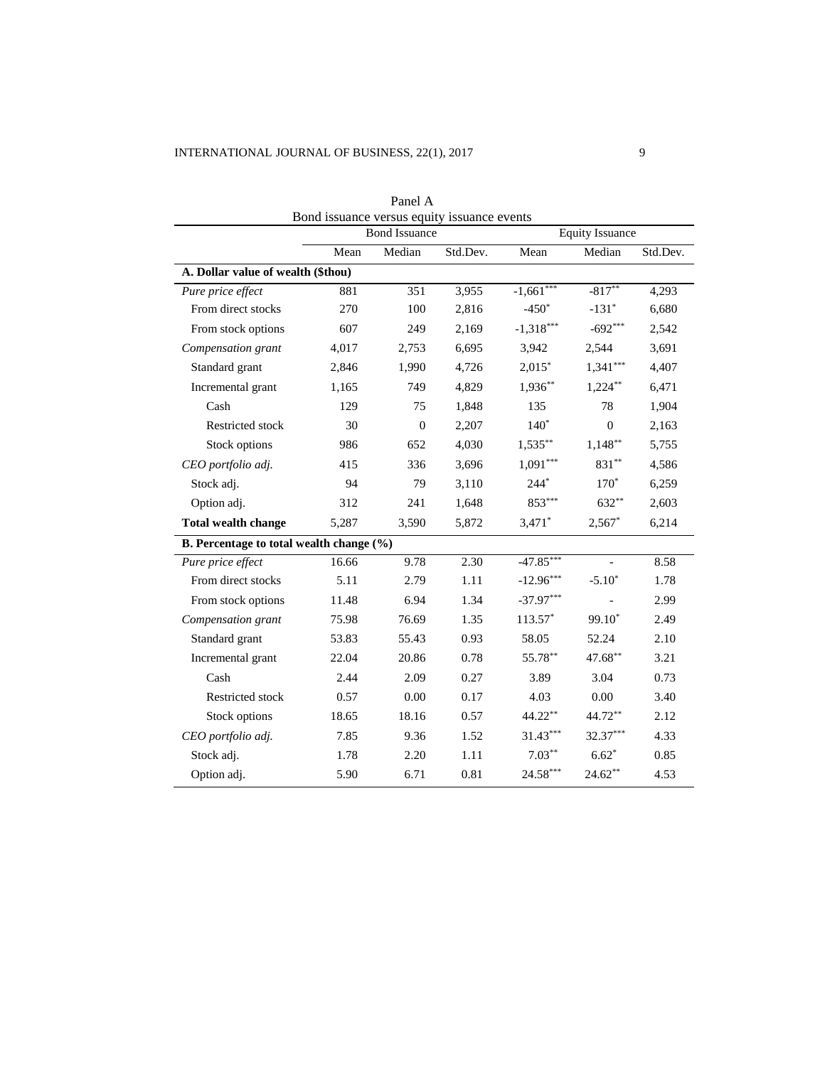Panel A

Bond issuance versus equity issuance events

| | Bond Issuance | | | Equity Issuance | | |
|---|---|---|---|---|---|---|
| | Mean | Median | Std.Dev. | Mean | Median | Std.Dev. |
| **A. Dollar value of wealth ($thou)** | | | | | | |
| *Pure price effect* | 881 | 351 | 3,955 | -1,661*** | -817** | 4,293 |
| From direct stocks | 270 | 100 | 2,816 | -450* | -131* | 6,680 |
| From stock options | 607 | 249 | 2,169 | -1,318*** | -692*** | 2,542 |
| *Compensation grant* | 4,017 | 2,753 | 6,695 | 3,942 | 2,544 | 3,691 |
| Standard grant | 2,846 | 1,990 | 4,726 | 2,015* | 1,341*** | 4,407 |
| Incremental grant | 1,165 | 749 | 4,829 | 1,936** | 1,224** | 6,471 |
| Cash | 129 | 75 | 1,848 | 135 | 78 | 1,904 |
| Restricted stock | 30 | 0 | 2,207 | 140* | 0 | 2,163 |
| Stock options | 986 | 652 | 4,030 | 1,535** | 1,148** | 5,755 |
| *CEO portfolio adj.* | 415 | 336 | 3,696 | 1,091*** | 831** | 4,586 |
| Stock adj. | 94 | 79 | 3,110 | 244* | 170* | 6,259 |
| Option adj. | 312 | 241 | 1,648 | 853*** | 632** | 2,603 |
| **Total wealth change** | 5,287 | 3,590 | 5,872 | 3,471* | 2,567* | 6,214 |
| **B. Percentage to total wealth change (%)** | | | | | | |
| *Pure price effect* | 16.66 | 9.78 | 2.30 | -47.85*** | - | 8.58 |
| From direct stocks | 5.11 | 2.79 | 1.11 | -12.96*** | -5.10* | 1.78 |
| From stock options | 11.48 | 6.94 | 1.34 | -37.97*** | - | 2.99 |
| *Compensation grant* | 75.98 | 76.69 | 1.35 | 113.57* | 99.10* | 2.49 |
| Standard grant | 53.83 | 55.43 | 0.93 | 58.05 | 52.24 | 2.10 |
| Incremental grant | 22.04 | 20.86 | 0.78 | 55.78** | 47.68** | 3.21 |
| Cash | 2.44 | 2.09 | 0.27 | 3.89 | 3.04 | 0.73 |
| Restricted stock | 0.57 | 0.00 | 0.17 | 4.03 | 0.00 | 3.40 |
| Stock options | 18.65 | 18.16 | 0.57 | 44.22** | 44.72** | 2.12 |
| *CEO portfolio adj.* | 7.85 | 9.36 | 1.52 | 31.43*** | 32.37*** | 4.33 |
| Stock adj. | 1.78 | 2.20 | 1.11 | 7.03** | 6.62* | 0.85 |
| Option adj. | 5.90 | 6.71 | 0.81 | 24.58*** | 24.62** | 4.53 |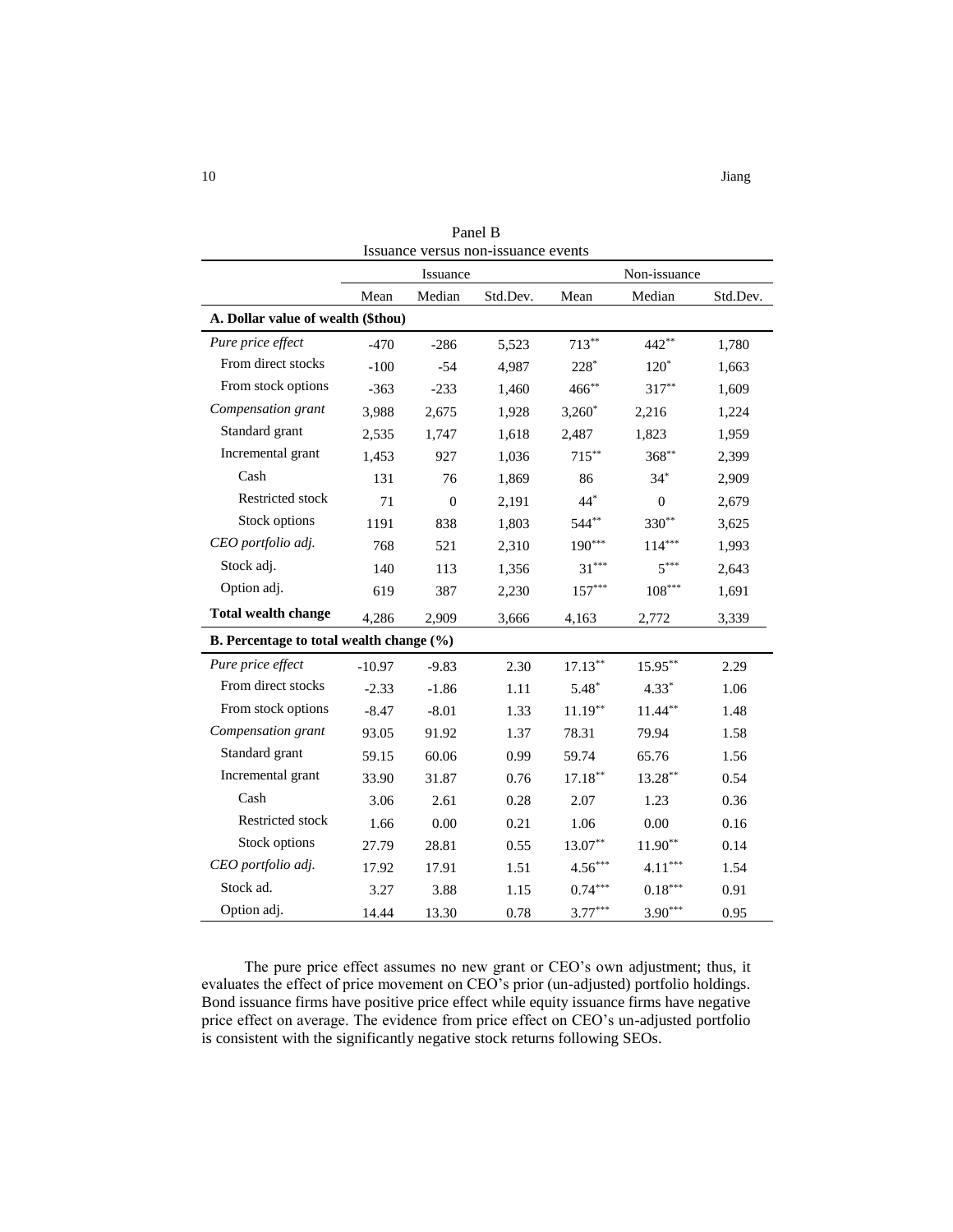Panel B

Issuance versus non-issuance events

| | Issuance | | | Non-issuance | | |
|---|---|---|---|---|---|---|
| | Mean | Median | Std.Dev. | Mean | Median | Std.Dev. |
| **A. Dollar value of wealth ($thou)** | | | | | | |
| *Pure price effect* | -470 | -286 | 5,523 | 713** | 442** | 1,780 |
| From direct stocks | -100 | -54 | 4,987 | 228* | 120* | 1,663 |
| From stock options | -363 | -233 | 1,460 | 466** | 317** | 1,609 |
| *Compensation grant* | 3,988 | 2,675 | 1,928 | 3,260* | 2,216 | 1,224 |
| Standard grant | 2,535 | 1,747 | 1,618 | 2,487 | 1,823 | 1,959 |
| Incremental grant | 1,453 | 927 | 1,036 | 715** | 368** | 2,399 |
| Cash | 131 | 76 | 1,869 | 86 | 34* | 2,909 |
| Restricted stock | 71 | 0 | 2,191 | 44* | 0 | 2,679 |
| Stock options | 1191 | 838 | 1,803 | 544** | 330** | 3,625 |
| *CEO portfolio adj.* | 768 | 521 | 2,310 | 190*** | 114*** | 1,993 |
| Stock adj. | 140 | 113 | 1,356 | 31*** | 5*** | 2,643 |
| Option adj. | 619 | 387 | 2,230 | 157*** | 108*** | 1,691 |
| **Total wealth change** | 4,286 | 2,909 | 3,666 | 4,163 | 2,772 | 3,339 |
| **B. Percentage to total wealth change (%)** | | | | | | |
| *Pure price effect* | -10.97 | -9.83 | 2.30 | 17.13** | 15.95** | 2.29 |
| From direct stocks | -2.33 | -1.86 | 1.11 | 5.48* | 4.33* | 1.06 |
| From stock options | -8.47 | -8.01 | 1.33 | 11.19** | 11.44** | 1.48 |
| *Compensation grant* | 93.05 | 91.92 | 1.37 | 78.31 | 79.94 | 1.58 |
| Standard grant | 59.15 | 60.06 | 0.99 | 59.74 | 65.76 | 1.56 |
| Incremental grant | 33.90 | 31.87 | 0.76 | 17.18** | 13.28** | 0.54 |
| Cash | 3.06 | 2.61 | 0.28 | 2.07 | 1.23 | 0.36 |
| Restricted stock | 1.66 | 0.00 | 0.21 | 1.06 | 0.00 | 0.16 |
| Stock options | 27.79 | 28.81 | 0.55 | 13.07** | 11.90** | 0.14 |
| *CEO portfolio adj.* | 17.92 | 17.91 | 1.51 | 4.56*** | 4.11*** | 1.54 |
| Stock ad. | 3.27 | 3.88 | 1.15 | 0.74*** | 0.18*** | 0.91 |
| Option adj. | 14.44 | 13.30 | 0.78 | 3.77*** | 3.90*** | 0.95 |

The pure price effect assumes no new grant or CEO's own adjustment; thus, it evaluates the effect of price movement on CEO's prior (un-adjusted) portfolio holdings. Bond issuance firms have positive price effect while equity issuance firms have negative price effect on average. The evidence from price effect on CEO's un-adjusted portfolio is consistent with the significantly negative stock returns following SEOs.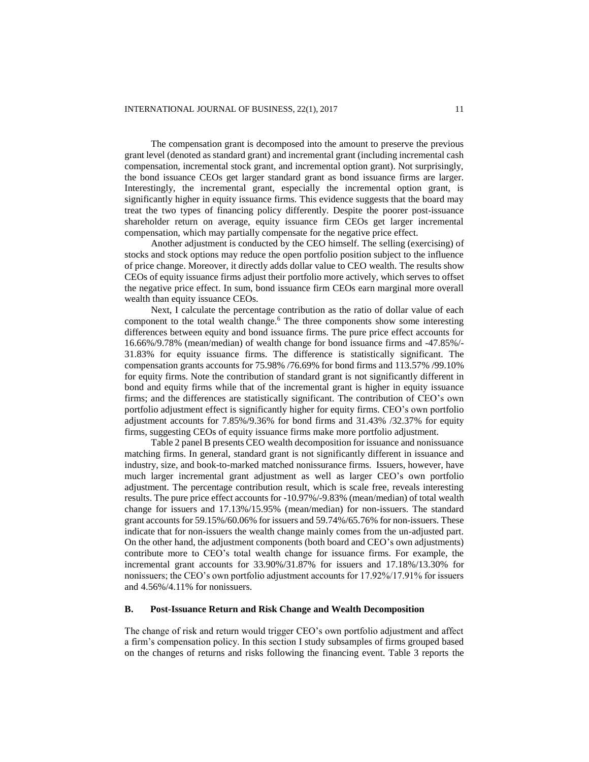The compensation grant is decomposed into the amount to preserve the previous grant level (denoted as standard grant) and incremental grant (including incremental cash compensation, incremental stock grant, and incremental option grant). Not surprisingly, the bond issuance CEOs get larger standard grant as bond issuance firms are larger. Interestingly, the incremental grant, especially the incremental option grant, is significantly higher in equity issuance firms. This evidence suggests that the board may treat the two types of financing policy differently. Despite the poorer post-issuance shareholder return on average, equity issuance firm CEOs get larger incremental compensation, which may partially compensate for the negative price effect.

Another adjustment is conducted by the CEO himself. The selling (exercising) of stocks and stock options may reduce the open portfolio position subject to the influence of price change. Moreover, it directly adds dollar value to CEO wealth. The results show CEOs of equity issuance firms adjust their portfolio more actively, which serves to offset the negative price effect. In sum, bond issuance firm CEOs earn marginal more overall wealth than equity issuance CEOs.

Next, I calculate the percentage contribution as the ratio of dollar value of each component to the total wealth change.[6] The three components show some interesting differences between equity and bond issuance firms. The pure price effect accounts for 16.66%/9.78% (mean/median) of wealth change for bond issuance firms and -47.85%/-31.83% for equity issuance firms. The difference is statistically significant. The compensation grants accounts for 75.98% /76.69% for bond firms and 113.57% /99.10% for equity firms. Note the contribution of standard grant is not significantly different in bond and equity firms while that of the incremental grant is higher in equity issuance firms; and the differences are statistically significant. The contribution of CEO's own portfolio adjustment effect is significantly higher for equity firms. CEO's own portfolio adjustment accounts for 7.85%/9.36% for bond firms and 31.43% /32.37% for equity firms, suggesting CEOs of equity issuance firms make more portfolio adjustment.

Table 2 panel B presents CEO wealth decomposition for issuance and nonissuance matching firms. In general, standard grant is not significantly different in issuance and industry, size, and book-to-marked matched nonissurance firms. Issuers, however, have much larger incremental grant adjustment as well as larger CEO's own portfolio adjustment. The percentage contribution result, which is scale free, reveals interesting results. The pure price effect accounts for -10.97%/-9.83% (mean/median) of total wealth change for issuers and 17.13%/15.95% (mean/median) for non-issuers. The standard grant accounts for 59.15%/60.06% for issuers and 59.74%/65.76% for non-issuers. These indicate that for non-issuers the wealth change mainly comes from the un-adjusted part. On the other hand, the adjustment components (both board and CEO's own adjustments) contribute more to CEO's total wealth change for issuance firms. For example, the incremental grant accounts for 33.90%/31.87% for issuers and 17.18%/13.30% for nonissuers; the CEO's own portfolio adjustment accounts for 17.92%/17.91% for issuers and 4.56%/4.11% for nonissuers.

### B. Post-Issuance Return and Risk Change and Wealth Decomposition

The change of risk and return would trigger CEO's own portfolio adjustment and affect a firm's compensation policy. In this section I study subsamples of firms grouped based on the changes of returns and risks following the financing event. Table 3 reports the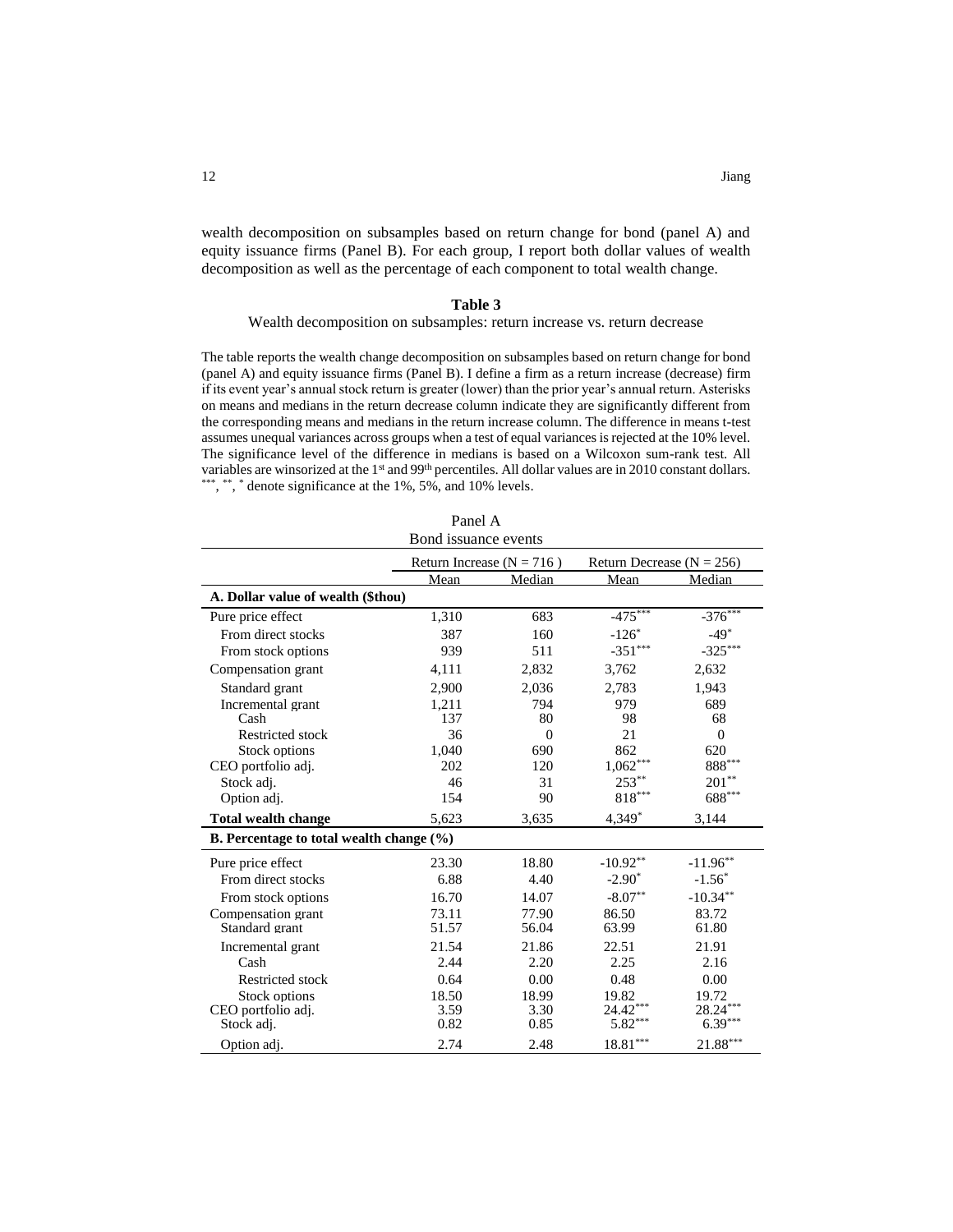wealth decomposition on subsamples based on return change for bond (panel A) and equity issuance firms (Panel B). For each group, I report both dollar values of wealth decomposition as well as the percentage of each component to total wealth change.

**Table 3**

Wealth decomposition on subsamples: return increase vs. return decrease

The table reports the wealth change decomposition on subsamples based on return change for bond (panel A) and equity issuance firms (Panel B). I define a firm as a return increase (decrease) firm if its event year's annual stock return is greater (lower) than the prior year's annual return. Asterisks on means and medians in the return decrease column indicate they are significantly different from the corresponding means and medians in the return increase column. The difference in means t-test assumes unequal variances across groups when a test of equal variances is rejected at the 10% level. The significance level of the difference in medians is based on a Wilcoxon sum-rank test. All variables are winsorized at the 1st and 99th percentiles. All dollar values are in 2010 constant dollars. \*\*\*, \*\*, \* denote significance at the 1%, 5%, and 10% levels.

Panel A

Bond issuance events

| | Return Increase (N = 716 ) | | Return Decrease (N = 256) | |
|---|---|---|---|---|
| | Mean | Median | Mean | Median |
| **A. Dollar value of wealth ($thou)** | | | | |
| Pure price effect | 1,310 | 683 | -475*** | -376*** |
| From direct stocks | 387 | 160 | -126* | -49* |
| From stock options | 939 | 511 | -351*** | -325*** |
| Compensation grant | 4,111 | 2,832 | 3,762 | 2,632 |
| Standard grant | 2,900 | 2,036 | 2,783 | 1,943 |
| Incremental grant | 1,211 | 794 | 979 | 689 |
| Cash | 137 | 80 | 98 | 68 |
| Restricted stock | 36 | 0 | 21 | 0 |
| Stock options | 1,040 | 690 | 862 | 620 |
| CEO portfolio adj. | 202 | 120 | 1,062*** | 888*** |
| Stock adj. | 46 | 31 | 253** | 201** |
| Option adj. | 154 | 90 | 818*** | 688*** |
| **Total wealth change** | 5,623 | 3,635 | 4,349* | 3,144 |
| **B. Percentage to total wealth change (%)** | | | | |
| Pure price effect | 23.30 | 18.80 | -10.92** | -11.96** |
| From direct stocks | 6.88 | 4.40 | -2.90* | -1.56* |
| From stock options | 16.70 | 14.07 | -8.07** | -10.34** |
| Compensation grant | 73.11 | 77.90 | 86.50 | 83.72 |
| Standard grant | 51.57 | 56.04 | 63.99 | 61.80 |
| Incremental grant | 21.54 | 21.86 | 22.51 | 21.91 |
| Cash | 2.44 | 2.20 | 2.25 | 2.16 |
| Restricted stock | 0.64 | 0.00 | 0.48 | 0.00 |
| Stock options | 18.50 | 18.99 | 19.82 | 19.72 |
| CEO portfolio adj. | 3.59 | 3.30 | 24.42*** | 28.24*** |
| Stock adj. | 0.82 | 0.85 | 5.82*** | 6.39*** |
| Option adj. | 2.74 | 2.48 | 18.81*** | 21.88*** |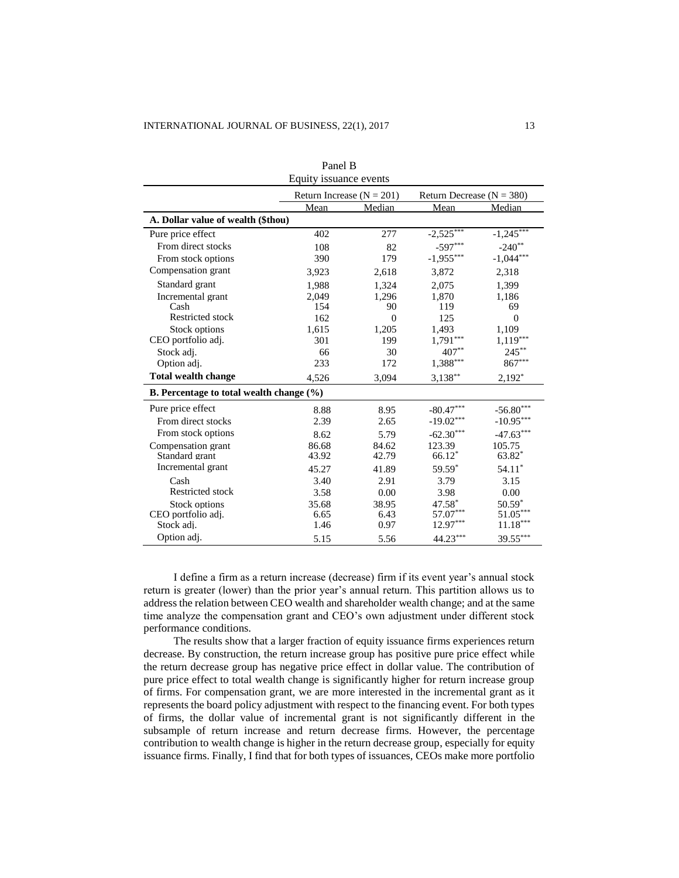Panel B
Equity issuance events

| | Return Increase (N = 201) | | Return Decrease (N = 380) | |
|---|---|---|---|---|
| | Mean | Median | Mean | Median |
| **A. Dollar value of wealth ($thou)** | | | | |
| Pure price effect | 402 | 277 | -2,525*** | -1,245*** |
| From direct stocks | 108 | 82 | -597*** | -240** |
| From stock options | 390 | 179 | -1,955*** | -1,044*** |
| Compensation grant | 3,923 | 2,618 | 3,872 | 2,318 |
| Standard grant | 1,988 | 1,324 | 2,075 | 1,399 |
| Incremental grant | 2,049 | 1,296 | 1,870 | 1,186 |
| Cash | 154 | 90 | 119 | 69 |
| Restricted stock | 162 | 0 | 125 | 0 |
| Stock options | 1,615 | 1,205 | 1,493 | 1,109 |
| CEO portfolio adj. | 301 | 199 | 1,791*** | 1,119*** |
| Stock adj. | 66 | 30 | 407** | 245** |
| Option adj. | 233 | 172 | 1,388*** | 867*** |
| **Total wealth change** | 4,526 | 3,094 | 3,138** | 2,192* |
| **B. Percentage to total wealth change (%)** | | | | |
| Pure price effect | 8.88 | 8.95 | -80.47*** | -56.80*** |
| From direct stocks | 2.39 | 2.65 | -19.02*** | -10.95*** |
| From stock options | 8.62 | 5.79 | -62.30*** | -47.63*** |
| Compensation grant | 86.68 | 84.62 | 123.39 | 105.75 |
| Standard grant | 43.92 | 42.79 | 66.12* | 63.82* |
| Incremental grant | 45.27 | 41.89 | 59.59* | 54.11* |
| Cash | 3.40 | 2.91 | 3.79 | 3.15 |
| Restricted stock | 3.58 | 0.00 | 3.98 | 0.00 |
| Stock options | 35.68 | 38.95 | 47.58* | 50.59* |
| CEO portfolio adj. | 6.65 | 6.43 | 57.07*** | 51.05*** |
| Stock adj. | 1.46 | 0.97 | 12.97*** | 11.18*** |
| Option adj. | 5.15 | 5.56 | 44.23*** | 39.55*** |

I define a firm as a return increase (decrease) firm if its event year's annual stock return is greater (lower) than the prior year's annual return. This partition allows us to address the relation between CEO wealth and shareholder wealth change; and at the same time analyze the compensation grant and CEO's own adjustment under different stock performance conditions.

The results show that a larger fraction of equity issuance firms experiences return decrease. By construction, the return increase group has positive pure price effect while the return decrease group has negative price effect in dollar value. The contribution of pure price effect to total wealth change is significantly higher for return increase group of firms. For compensation grant, we are more interested in the incremental grant as it represents the board policy adjustment with respect to the financing event. For both types of firms, the dollar value of incremental grant is not significantly different in the subsample of return increase and return decrease firms. However, the percentage contribution to wealth change is higher in the return decrease group, especially for equity issuance firms. Finally, I find that for both types of issuances, CEOs make more portfolio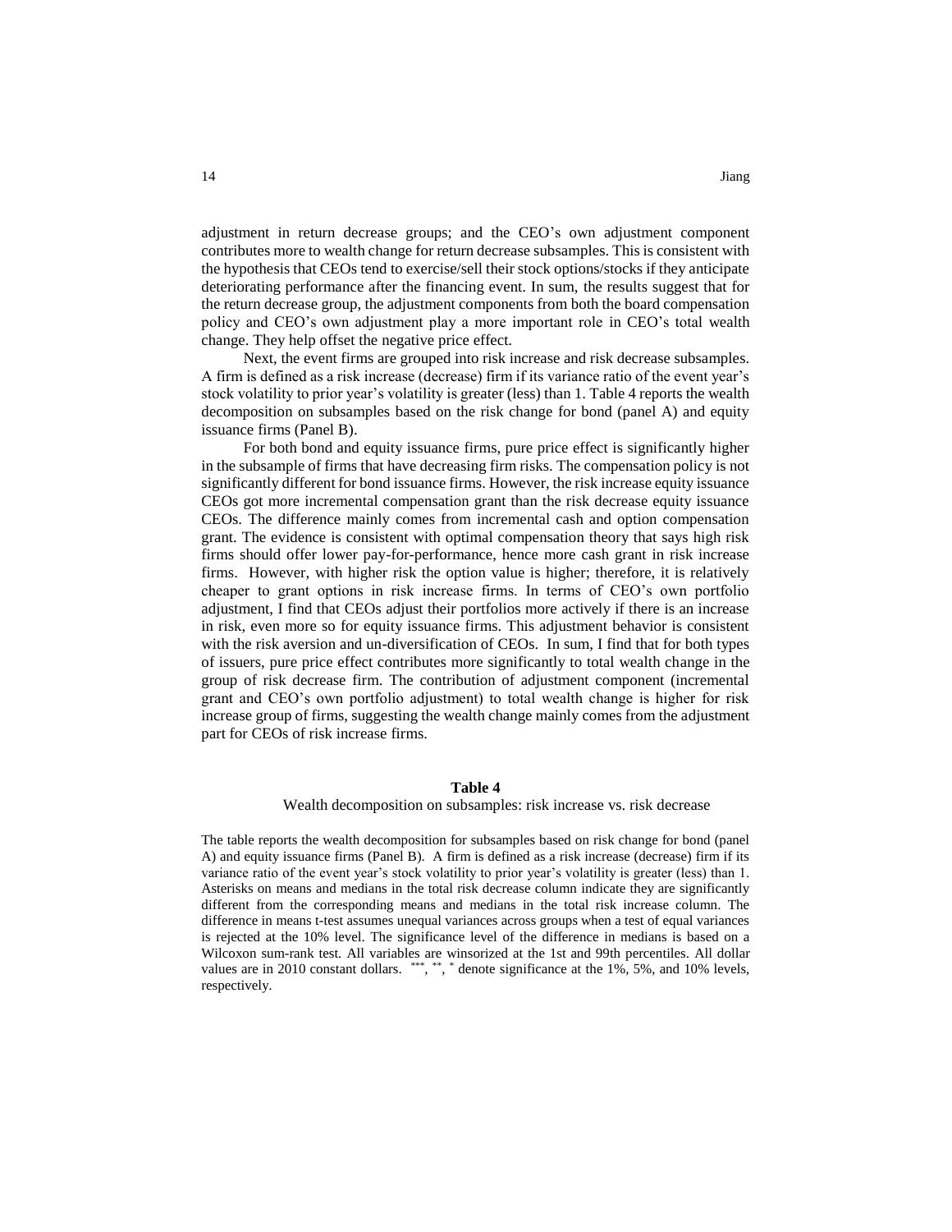adjustment in return decrease groups; and the CEO's own adjustment component contributes more to wealth change for return decrease subsamples. This is consistent with the hypothesis that CEOs tend to exercise/sell their stock options/stocks if they anticipate deteriorating performance after the financing event. In sum, the results suggest that for the return decrease group, the adjustment components from both the board compensation policy and CEO's own adjustment play a more important role in CEO's total wealth change. They help offset the negative price effect.

Next, the event firms are grouped into risk increase and risk decrease subsamples. A firm is defined as a risk increase (decrease) firm if its variance ratio of the event year's stock volatility to prior year's volatility is greater (less) than 1. Table 4 reports the wealth decomposition on subsamples based on the risk change for bond (panel A) and equity issuance firms (Panel B).

For both bond and equity issuance firms, pure price effect is significantly higher in the subsample of firms that have decreasing firm risks. The compensation policy is not significantly different for bond issuance firms. However, the risk increase equity issuance CEOs got more incremental compensation grant than the risk decrease equity issuance CEOs. The difference mainly comes from incremental cash and option compensation grant. The evidence is consistent with optimal compensation theory that says high risk firms should offer lower pay-for-performance, hence more cash grant in risk increase firms. However, with higher risk the option value is higher; therefore, it is relatively cheaper to grant options in risk increase firms. In terms of CEO's own portfolio adjustment, I find that CEOs adjust their portfolios more actively if there is an increase in risk, even more so for equity issuance firms. This adjustment behavior is consistent with the risk aversion and un-diversification of CEOs. In sum, I find that for both types of issuers, pure price effect contributes more significantly to total wealth change in the group of risk decrease firm. The contribution of adjustment component (incremental grant and CEO's own portfolio adjustment) to total wealth change is higher for risk increase group of firms, suggesting the wealth change mainly comes from the adjustment part for CEOs of risk increase firms.

**Table 4**

Wealth decomposition on subsamples: risk increase vs. risk decrease

The table reports the wealth decomposition for subsamples based on risk change for bond (panel A) and equity issuance firms (Panel B). A firm is defined as a risk increase (decrease) firm if its variance ratio of the event year's stock volatility to prior year's volatility is greater (less) than 1. Asterisks on means and medians in the total risk decrease column indicate they are significantly different from the corresponding means and medians in the total risk increase column. The difference in means t-test assumes unequal variances across groups when a test of equal variances is rejected at the 10% level. The significance level of the difference in medians is based on a Wilcoxon sum-rank test. All variables are winsorized at the 1st and 99th percentiles. All dollar values are in 2010 constant dollars. \*\*\*, \*\*, \* denote significance at the 1%, 5%, and 10% levels, respectively.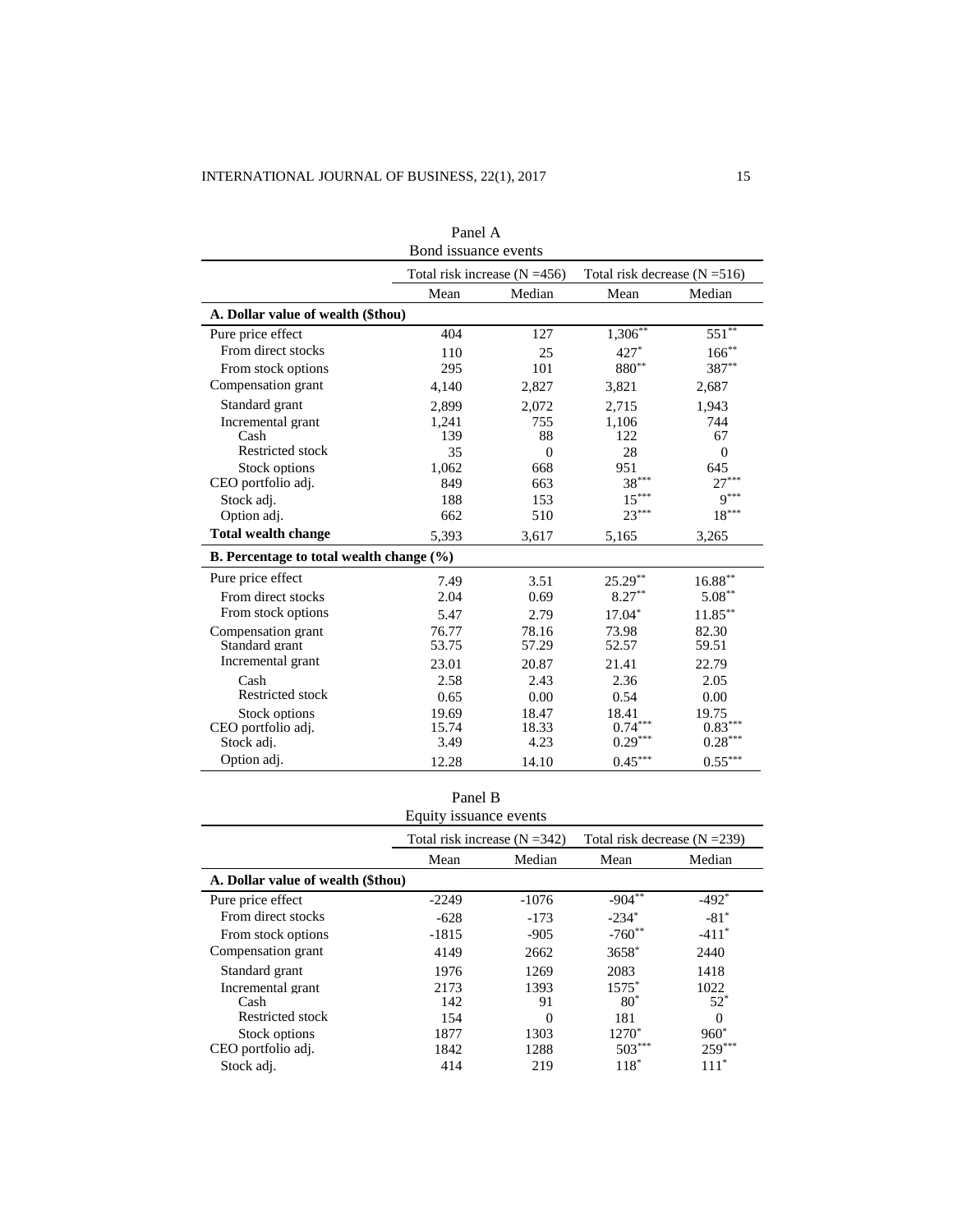Panel A
Bond issuance events

| | Total risk increase (N =456) | | Total risk decrease (N =516) | |
|---|---|---|---|---|
| | Mean | Median | Mean | Median |
| **A. Dollar value of wealth ($thou)** | | | | |
| Pure price effect | 404 | 127 | 1,306** | 551** |
| From direct stocks | 110 | 25 | 427* | 166** |
| From stock options | 295 | 101 | 880** | 387** |
| Compensation grant | 4,140 | 2,827 | 3,821 | 2,687 |
| Standard grant | 2,899 | 2,072 | 2,715 | 1,943 |
| Incremental grant | 1,241 | 755 | 1,106 | 744 |
| Cash | 139 | 88 | 122 | 67 |
| Restricted stock | 35 | 0 | 28 | 0 |
| Stock options | 1,062 | 668 | 951 | 645 |
| CEO portfolio adj. | 849 | 663 | 38*** | 27*** |
| Stock adj. | 188 | 153 | 15*** | 9*** |
| Option adj. | 662 | 510 | 23*** | 18*** |
| **Total wealth change** | 5,393 | 3,617 | 5,165 | 3,265 |
| **B. Percentage to total wealth change (%)** | | | | |
| Pure price effect | 7.49 | 3.51 | 25.29** | 16.88** |
| From direct stocks | 2.04 | 0.69 | 8.27** | 5.08** |
| From stock options | 5.47 | 2.79 | 17.04* | 11.85** |
| Compensation grant | 76.77 | 78.16 | 73.98 | 82.30 |
| Standard grant | 53.75 | 57.29 | 52.57 | 59.51 |
| Incremental grant | 23.01 | 20.87 | 21.41 | 22.79 |
| Cash | 2.58 | 2.43 | 2.36 | 2.05 |
| Restricted stock | 0.65 | 0.00 | 0.54 | 0.00 |
| Stock options | 19.69 | 18.47 | 18.41 | 19.75 |
| CEO portfolio adj. | 15.74 | 18.33 | 0.74*** | 0.83*** |
| Stock adj. | 3.49 | 4.23 | 0.29*** | 0.28*** |
| Option adj. | 12.28 | 14.10 | 0.45*** | 0.55*** |

Panel B
Equity issuance events

| | Total risk increase (N =342) | | Total risk decrease (N =239) | |
|---|---|---|---|---|
| | Mean | Median | Mean | Median |
| **A. Dollar value of wealth ($thou)** | | | | |
| Pure price effect | -2249 | -1076 | -904** | -492* |
| From direct stocks | -628 | -173 | -234* | -81* |
| From stock options | -1815 | -905 | -760** | -411* |
| Compensation grant | 4149 | 2662 | 3658* | 2440 |
| Standard grant | 1976 | 1269 | 2083 | 1418 |
| Incremental grant | 2173 | 1393 | 1575* | 1022 |
| Cash | 142 | 91 | 80* | 52* |
| Restricted stock | 154 | 0 | 181 | 0 |
| Stock options | 1877 | 1303 | 1270* | 960* |
| CEO portfolio adj. | 1842 | 1288 | 503*** | 259*** |
| Stock adj. | 414 | 219 | 118* | 111* |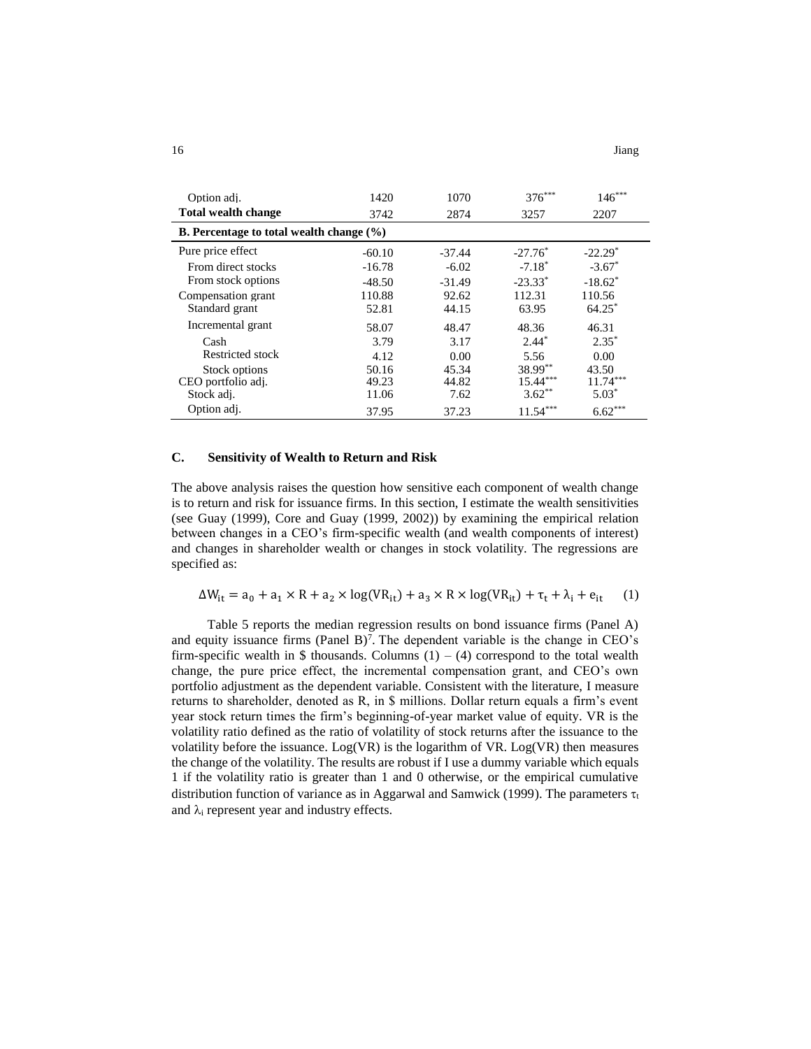| | | | | |
|---|---|---|---|---|
| Option adj. | 1420 | 1070 | 376*** | 146*** |
| **Total wealth change** | 3742 | 2874 | 3257 | 2207 |
| **B. Percentage to total wealth change (%)** | | | | |
| Pure price effect | -60.10 | -37.44 | -27.76* | -22.29* |
| From direct stocks | -16.78 | -6.02 | -7.18* | -3.67* |
| From stock options | -48.50 | -31.49 | -23.33* | -18.62* |
| Compensation grant | 110.88 | 92.62 | 112.31 | 110.56 |
| Standard grant | 52.81 | 44.15 | 63.95 | 64.25* |
| Incremental grant | 58.07 | 48.47 | 48.36 | 46.31 |
| Cash | 3.79 | 3.17 | 2.44* | 2.35* |
| Restricted stock | 4.12 | 0.00 | 5.56 | 0.00 |
| Stock options | 50.16 | 45.34 | 38.99** | 43.50 |
| CEO portfolio adj. | 49.23 | 44.82 | 15.44*** | 11.74*** |
| Stock adj. | 11.06 | 7.62 | 3.62** | 5.03* |
| Option adj. | 37.95 | 37.23 | 11.54*** | 6.62*** |

### C. Sensitivity of Wealth to Return and Risk

The above analysis raises the question how sensitive each component of wealth change is to return and risk for issuance firms. In this section, I estimate the wealth sensitivities (see Guay (1999), Core and Guay (1999, 2002)) by examining the empirical relation between changes in a CEO's firm-specific wealth (and wealth components of interest) and changes in shareholder wealth or changes in stock volatility. The regressions are specified as:

$$\Delta W_{it} = a_0 + a_1 \times R + a_2 \times \log(VR_{it}) + a_3 \times R \times \log(VR_{it}) + \tau_t + \lambda_i + e_{it} \quad (1)$$

Table 5 reports the median regression results on bond issuance firms (Panel A) and equity issuance firms (Panel B)[7]. The dependent variable is the change in CEO's firm-specific wealth in \$ thousands. Columns (1) – (4) correspond to the total wealth change, the pure price effect, the incremental compensation grant, and CEO's own portfolio adjustment as the dependent variable. Consistent with the literature, I measure returns to shareholder, denoted as R, in \$ millions. Dollar return equals a firm's event year stock return times the firm's beginning-of-year market value of equity. VR is the volatility ratio defined as the ratio of volatility of stock returns after the issuance to the volatility before the issuance. Log(VR) is the logarithm of VR. Log(VR) then measures the change of the volatility. The results are robust if I use a dummy variable which equals 1 if the volatility ratio is greater than 1 and 0 otherwise, or the empirical cumulative distribution function of variance as in Aggarwal and Samwick (1999). The parameters $\tau_t$ and $\lambda_i$ represent year and industry effects.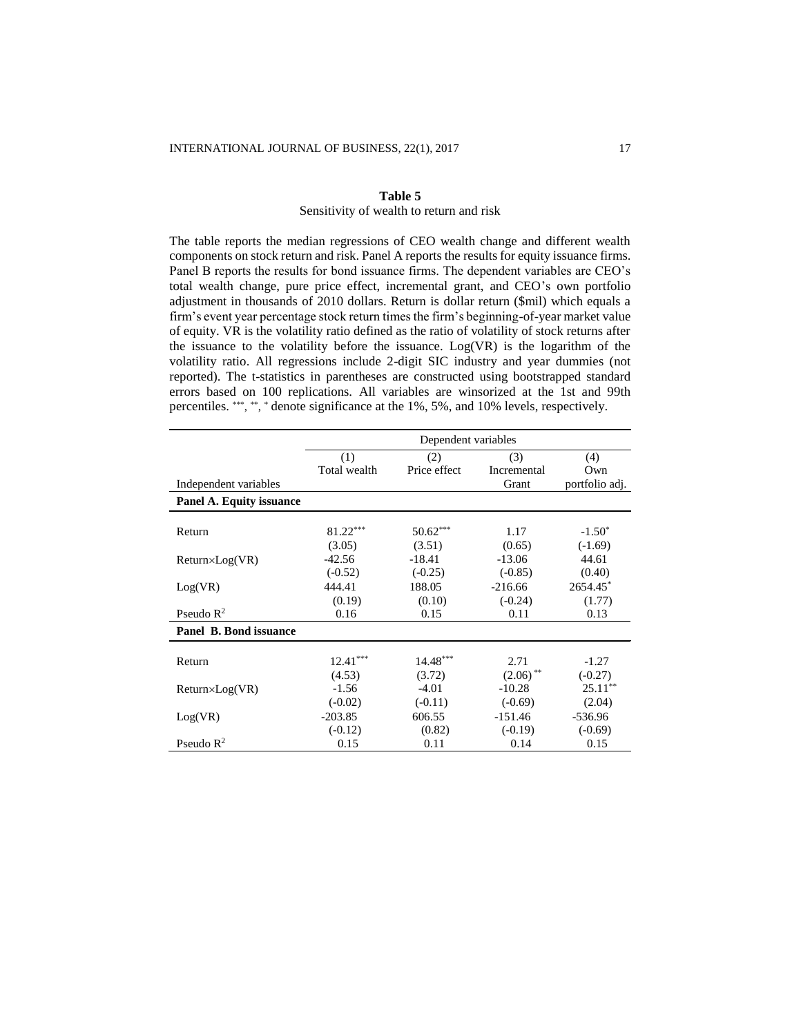**Table 5**

Sensitivity of wealth to return and risk

The table reports the median regressions of CEO wealth change and different wealth components on stock return and risk. Panel A reports the results for equity issuance firms. Panel B reports the results for bond issuance firms. The dependent variables are CEO's total wealth change, pure price effect, incremental grant, and CEO's own portfolio adjustment in thousands of 2010 dollars. Return is dollar return ($mil) which equals a firm's event year percentage stock return times the firm's beginning-of-year market value of equity. VR is the volatility ratio defined as the ratio of volatility of stock returns after the issuance to the volatility before the issuance. Log(VR) is the logarithm of the volatility ratio. All regressions include 2-digit SIC industry and year dummies (not reported). The t-statistics in parentheses are constructed using bootstrapped standard errors based on 100 replications. All variables are winsorized at the 1st and 99th percentiles. ***, **, * denote significance at the 1%, 5%, and 10% levels, respectively.

| | Dependent variables | | | |
|---|---|---|---|---|
| | (1) | (2) | (3) | (4) |
| | Total wealth | Price effect | Incremental | Own |
| Independent variables | | | Grant | portfolio adj. |
| **Panel A. Equity issuance** | | | | |
| Return | 81.22*** | 50.62*** | 1.17 | -1.50* |
| | (3.05) | (3.51) | (0.65) | (-1.69) |
| Return×Log(VR) | -42.56 | -18.41 | -13.06 | 44.61 |
| | (-0.52) | (-0.25) | (-0.85) | (0.40) |
| Log(VR) | 444.41 | 188.05 | -216.66 | 2654.45* |
| | (0.19) | (0.10) | (-0.24) | (1.77) |
| Pseudo $R^2$ | 0.16 | 0.15 | 0.11 | 0.13 |
| **Panel B. Bond issuance** | | | | |
| Return | 12.41*** | 14.48*** | 2.71 | -1.27 |
| | (4.53) | (3.72) | (2.06)** | (-0.27) |
| Return×Log(VR) | -1.56 | -4.01 | -10.28 | 25.11** |
| | (-0.02) | (-0.11) | (-0.69) | (2.04) |
| Log(VR) | -203.85 | 606.55 | -151.46 | -536.96 |
| | (-0.12) | (0.82) | (-0.19) | (-0.69) |
| Pseudo $R^2$ | 0.15 | 0.11 | 0.14 | 0.15 |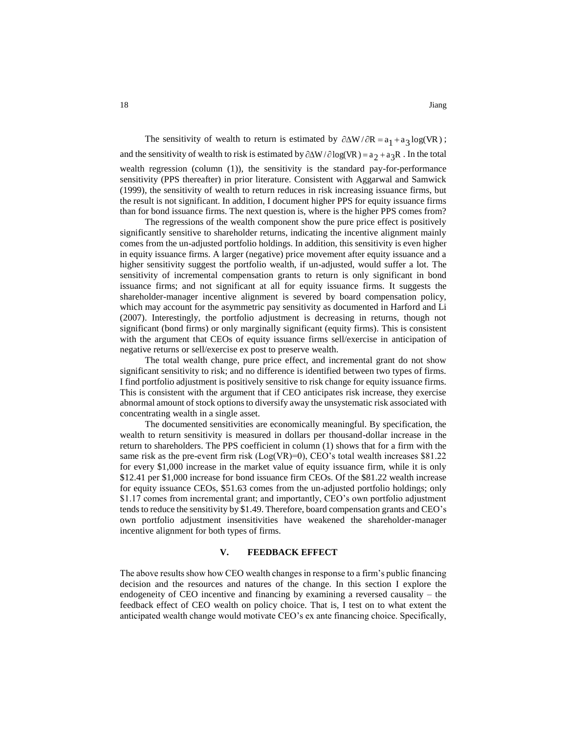The sensitivity of wealth to return is estimated by $\partial \Delta W / \partial R = a_1 + a_3 \log(VR)$; and the sensitivity of wealth to risk is estimated by $\partial \Delta W / \partial \log(VR) = a_2 + a_3 R$. In the total wealth regression (column (1)), the sensitivity is the standard pay-for-performance sensitivity (PPS thereafter) in prior literature. Consistent with Aggarwal and Samwick (1999), the sensitivity of wealth to return reduces in risk increasing issuance firms, but the result is not significant. In addition, I document higher PPS for equity issuance firms than for bond issuance firms. The next question is, where is the higher PPS comes from?

The regressions of the wealth component show the pure price effect is positively significantly sensitive to shareholder returns, indicating the incentive alignment mainly comes from the un-adjusted portfolio holdings. In addition, this sensitivity is even higher in equity issuance firms. A larger (negative) price movement after equity issuance and a higher sensitivity suggest the portfolio wealth, if un-adjusted, would suffer a lot. The sensitivity of incremental compensation grants to return is only significant in bond issuance firms; and not significant at all for equity issuance firms. It suggests the shareholder-manager incentive alignment is severed by board compensation policy, which may account for the asymmetric pay sensitivity as documented in Harford and Li (2007). Interestingly, the portfolio adjustment is decreasing in returns, though not significant (bond firms) or only marginally significant (equity firms). This is consistent with the argument that CEOs of equity issuance firms sell/exercise in anticipation of negative returns or sell/exercise ex post to preserve wealth.

The total wealth change, pure price effect, and incremental grant do not show significant sensitivity to risk; and no difference is identified between two types of firms. I find portfolio adjustment is positively sensitive to risk change for equity issuance firms. This is consistent with the argument that if CEO anticipates risk increase, they exercise abnormal amount of stock options to diversify away the unsystematic risk associated with concentrating wealth in a single asset.

The documented sensitivities are economically meaningful. By specification, the wealth to return sensitivity is measured in dollars per thousand-dollar increase in the return to shareholders. The PPS coefficient in column (1) shows that for a firm with the same risk as the pre-event firm risk (Log(VR)=0), CEO's total wealth increases \$81.22 for every \$1,000 increase in the market value of equity issuance firm, while it is only \$12.41 per \$1,000 increase for bond issuance firm CEOs. Of the \$81.22 wealth increase for equity issuance CEOs, \$51.63 comes from the un-adjusted portfolio holdings; only \$1.17 comes from incremental grant; and importantly, CEO's own portfolio adjustment tends to reduce the sensitivity by \$1.49. Therefore, board compensation grants and CEO's own portfolio adjustment insensitivities have weakened the shareholder-manager incentive alignment for both types of firms.

## V. FEEDBACK EFFECT

The above results show how CEO wealth changes in response to a firm's public financing decision and the resources and natures of the change. In this section I explore the endogeneity of CEO incentive and financing by examining a reversed causality – the feedback effect of CEO wealth on policy choice. That is, I test on to what extent the anticipated wealth change would motivate CEO's ex ante financing choice. Specifically,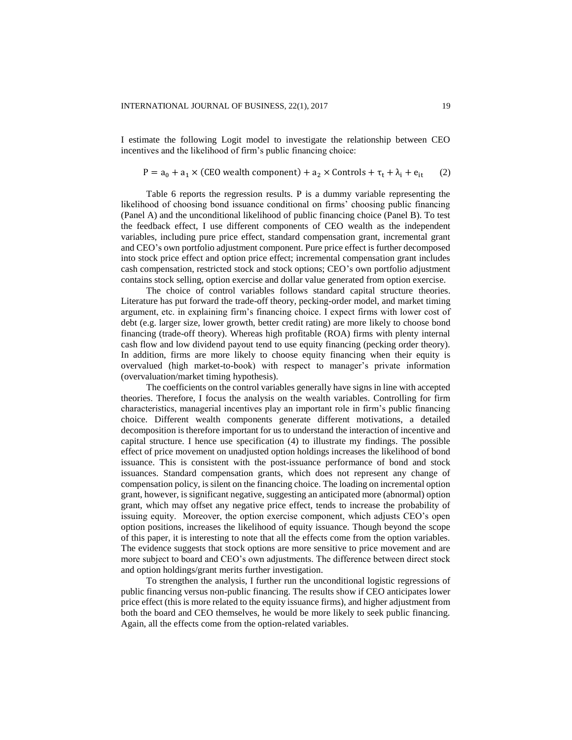I estimate the following Logit model to investigate the relationship between CEO incentives and the likelihood of firm's public financing choice:

$$\mathrm{P} = \mathrm{a}_0 + \mathrm{a}_1 \times (\text{CEO wealth component}) + \mathrm{a}_2 \times \text{Controls} + \tau_t + \lambda_i + e_{it} \quad (2)$$

Table 6 reports the regression results. P is a dummy variable representing the likelihood of choosing bond issuance conditional on firms' choosing public financing (Panel A) and the unconditional likelihood of public financing choice (Panel B). To test the feedback effect, I use different components of CEO wealth as the independent variables, including pure price effect, standard compensation grant, incremental grant and CEO's own portfolio adjustment component. Pure price effect is further decomposed into stock price effect and option price effect; incremental compensation grant includes cash compensation, restricted stock and stock options; CEO's own portfolio adjustment contains stock selling, option exercise and dollar value generated from option exercise.

The choice of control variables follows standard capital structure theories. Literature has put forward the trade-off theory, pecking-order model, and market timing argument, etc. in explaining firm's financing choice. I expect firms with lower cost of debt (e.g. larger size, lower growth, better credit rating) are more likely to choose bond financing (trade-off theory). Whereas high profitable (ROA) firms with plenty internal cash flow and low dividend payout tend to use equity financing (pecking order theory). In addition, firms are more likely to choose equity financing when their equity is overvalued (high market-to-book) with respect to manager's private information (overvaluation/market timing hypothesis).

The coefficients on the control variables generally have signs in line with accepted theories. Therefore, I focus the analysis on the wealth variables. Controlling for firm characteristics, managerial incentives play an important role in firm's public financing choice. Different wealth components generate different motivations, a detailed decomposition is therefore important for us to understand the interaction of incentive and capital structure. I hence use specification (4) to illustrate my findings. The possible effect of price movement on unadjusted option holdings increases the likelihood of bond issuance. This is consistent with the post-issuance performance of bond and stock issuances. Standard compensation grants, which does not represent any change of compensation policy, is silent on the financing choice. The loading on incremental option grant, however, is significant negative, suggesting an anticipated more (abnormal) option grant, which may offset any negative price effect, tends to increase the probability of issuing equity. Moreover, the option exercise component, which adjusts CEO's open option positions, increases the likelihood of equity issuance. Though beyond the scope of this paper, it is interesting to note that all the effects come from the option variables. The evidence suggests that stock options are more sensitive to price movement and are more subject to board and CEO's own adjustments. The difference between direct stock and option holdings/grant merits further investigation.

To strengthen the analysis, I further run the unconditional logistic regressions of public financing versus non-public financing. The results show if CEO anticipates lower price effect (this is more related to the equity issuance firms), and higher adjustment from both the board and CEO themselves, he would be more likely to seek public financing. Again, all the effects come from the option-related variables.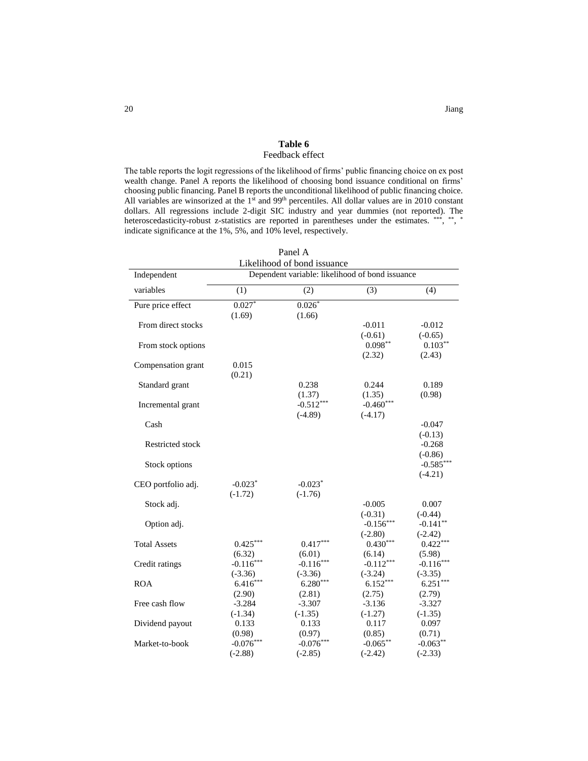**Table 6**

Feedback effect

The table reports the logit regressions of the likelihood of firms' public financing choice on ex post wealth change. Panel A reports the likelihood of choosing bond issuance conditional on firms' choosing public financing. Panel B reports the unconditional likelihood of public financing choice. All variables are winsorized at the 1[st] and 99[th] percentiles. All dollar values are in 2010 constant dollars. All regressions include 2-digit SIC industry and year dummies (not reported). The heteroscedasticity-robust z-statistics are reported in parentheses under the estimates. $^{***}$, $^{**}$, $^{*}$ indicate significance at the 1%, 5%, and 10% level, respectively.

Panel A

Likelihood of bond issuance

| Independent variables | Dependent variable: likelihood of bond issuance | | | |
|---|---|---|---|---|
| | (1) | (2) | (3) | (4) |
| Pure price effect | 0.027$^{*}$ | 0.026$^{*}$ | | |
| | (1.69) | (1.66) | | |
| From direct stocks | | | -0.011 | -0.012 |
| | | | (-0.61) | (-0.65) |
| From stock options | | | 0.098$^{**}$ | 0.103$^{**}$ |
| | | | (2.32) | (2.43) |
| Compensation grant | 0.015 | | | |
| | (0.21) | | | |
| Standard grant | | 0.238 | 0.244 | 0.189 |
| | | (1.37) | (1.35) | (0.98) |
| Incremental grant | | -0.512$^{***}$ | -0.460$^{***}$ | |
| | | (-4.89) | (-4.17) | |
| Cash | | | | -0.047 |
| | | | | (-0.13) |
| Restricted stock | | | | -0.268 |
| | | | | (-0.86) |
| Stock options | | | | -0.585$^{***}$ |
| | | | | (-4.21) |
| CEO portfolio adj. | -0.023$^{*}$ | -0.023$^{*}$ | | |
| | (-1.72) | (-1.76) | | |
| Stock adj. | | | -0.005 | 0.007 |
| | | | (-0.31) | (-0.44) |
| Option adj. | | | -0.156$^{***}$ | -0.141$^{**}$ |
| | | | (-2.80) | (-2.42) |
| Total Assets | 0.425$^{***}$ | 0.417$^{***}$ | 0.430$^{***}$ | 0.422$^{***}$ |
| | (6.32) | (6.01) | (6.14) | (5.98) |
| Credit ratings | -0.116$^{***}$ | -0.116$^{***}$ | -0.112$^{***}$ | -0.116$^{***}$ |
| | (-3.36) | (-3.36) | (-3.24) | (-3.35) |
| ROA | 6.416$^{***}$ | 6.280$^{***}$ | 6.152$^{***}$ | 6.251$^{***}$ |
| | (2.90) | (2.81) | (2.75) | (2.79) |
| Free cash flow | -3.284 | -3.307 | -3.136 | -3.327 |
| | (-1.34) | (-1.35) | (-1.27) | (-1.35) |
| Dividend payout | 0.133 | 0.133 | 0.117 | 0.097 |
| | (0.98) | (0.97) | (0.85) | (0.71) |
| Market-to-book | -0.076$^{***}$ | -0.076$^{***}$ | -0.065$^{**}$ | -0.063$^{**}$ |
| | (-2.88) | (-2.85) | (-2.42) | (-2.33) |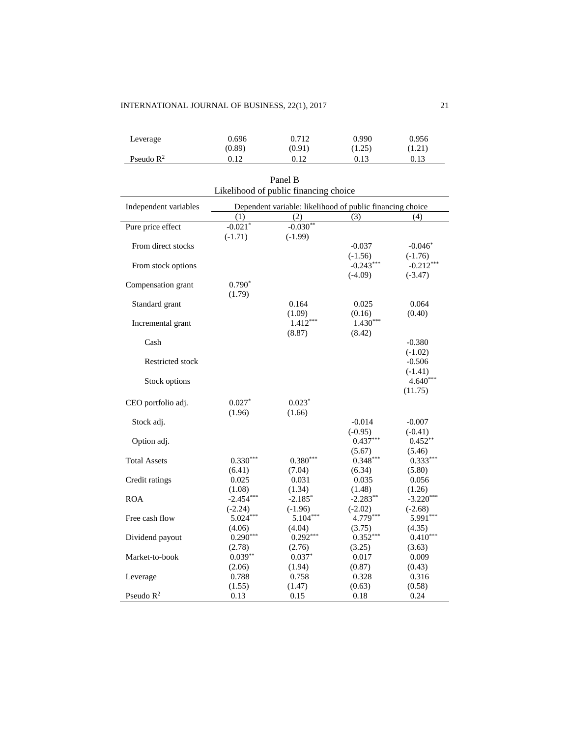| | | | | |
|---|---|---|---|---|
| Leverage | 0.696 | 0.712 | 0.990 | 0.956 |
| | (0.89) | (0.91) | (1.25) | (1.21) |
| Pseudo $R^2$ | 0.12 | 0.12 | 0.13 | 0.13 |

Panel B
Likelihood of public financing choice

| Independent variables | Dependent variable: likelihood of public financing choice | | | |
|---|---|---|---|---|
| | (1) | (2) | (3) | (4) |
| Pure price effect | -0.021* | -0.030** | | |
| | (-1.71) | (-1.99) | | |
| From direct stocks | | | -0.037 | -0.046* |
| | | | (-1.56) | (-1.76) |
| From stock options | | | -0.243*** | -0.212*** |
| | | | (-4.09) | (-3.47) |
| Compensation grant | 0.790* | | | |
| | (1.79) | | | |
| Standard grant | | 0.164 | 0.025 | 0.064 |
| | | (1.09) | (0.16) | (0.40) |
| Incremental grant | | 1.412*** | 1.430*** | |
| | | (8.87) | (8.42) | |
| Cash | | | | -0.380 |
| | | | | (-1.02) |
| Restricted stock | | | | -0.506 |
| | | | | (-1.41) |
| Stock options | | | | 4.640*** |
| | | | | (11.75) |
| CEO portfolio adj. | 0.027* | 0.023* | | |
| | (1.96) | (1.66) | | |
| Stock adj. | | | -0.014 | -0.007 |
| | | | (-0.95) | (-0.41) |
| Option adj. | | | 0.437*** | 0.452** |
| | | | (5.67) | (5.46) |
| Total Assets | 0.330*** | 0.380*** | 0.348*** | 0.333*** |
| | (6.41) | (7.04) | (6.34) | (5.80) |
| Credit ratings | 0.025 | 0.031 | 0.035 | 0.056 |
| | (1.08) | (1.34) | (1.48) | (1.26) |
| ROA | -2.454*** | -2.185* | -2.283** | -3.220*** |
| | (-2.24) | (-1.96) | (-2.02) | (-2.68) |
| Free cash flow | 5.024*** | 5.104*** | 4.779*** | 5.991*** |
| | (4.06) | (4.04) | (3.75) | (4.35) |
| Dividend payout | 0.290*** | 0.292*** | 0.352*** | 0.410*** |
| | (2.78) | (2.76) | (3.25) | (3.63) |
| Market-to-book | 0.039** | 0.037* | 0.017 | 0.009 |
| | (2.06) | (1.94) | (0.87) | (0.43) |
| Leverage | 0.788 | 0.758 | 0.328 | 0.316 |
| | (1.55) | (1.47) | (0.63) | (0.58) |
| Pseudo $R^2$ | 0.13 | 0.15 | 0.18 | 0.24 |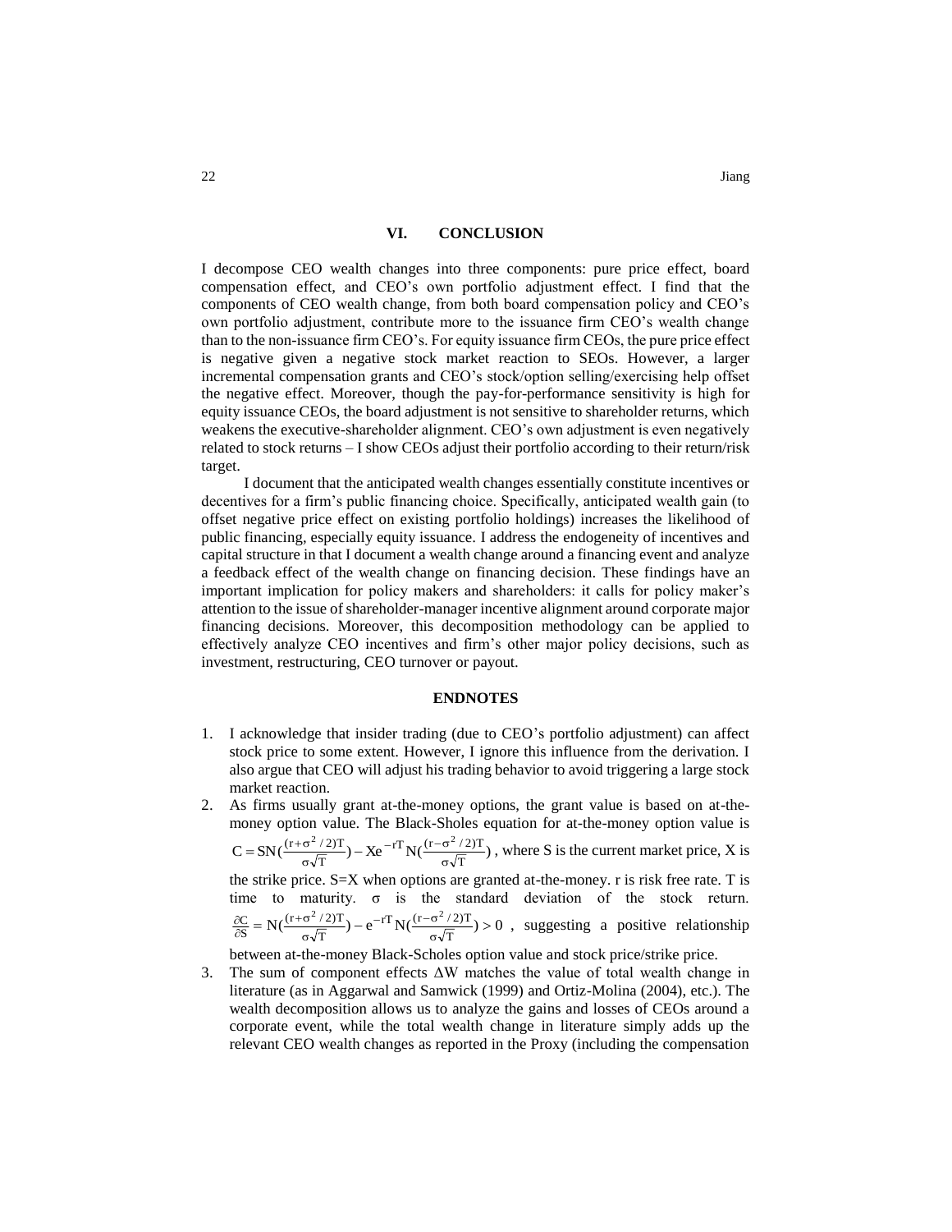## VI. CONCLUSION

I decompose CEO wealth changes into three components: pure price effect, board compensation effect, and CEO's own portfolio adjustment effect. I find that the components of CEO wealth change, from both board compensation policy and CEO's own portfolio adjustment, contribute more to the issuance firm CEO's wealth change than to the non-issuance firm CEO's. For equity issuance firm CEOs, the pure price effect is negative given a negative stock market reaction to SEOs. However, a larger incremental compensation grants and CEO's stock/option selling/exercising help offset the negative effect. Moreover, though the pay-for-performance sensitivity is high for equity issuance CEOs, the board adjustment is not sensitive to shareholder returns, which weakens the executive-shareholder alignment. CEO's own adjustment is even negatively related to stock returns – I show CEOs adjust their portfolio according to their return/risk target.

I document that the anticipated wealth changes essentially constitute incentives or decentives for a firm's public financing choice. Specifically, anticipated wealth gain (to offset negative price effect on existing portfolio holdings) increases the likelihood of public financing, especially equity issuance. I address the endogeneity of incentives and capital structure in that I document a wealth change around a financing event and analyze a feedback effect of the wealth change on financing decision. These findings have an important implication for policy makers and shareholders: it calls for policy maker's attention to the issue of shareholder-manager incentive alignment around corporate major financing decisions. Moreover, this decomposition methodology can be applied to effectively analyze CEO incentives and firm's other major policy decisions, such as investment, restructuring, CEO turnover or payout.

## ENDNOTES

1. I acknowledge that insider trading (due to CEO's portfolio adjustment) can affect stock price to some extent. However, I ignore this influence from the derivation. I also argue that CEO will adjust his trading behavior to avoid triggering a large stock market reaction.
2. As firms usually grant at-the-money options, the grant value is based on at-the-money option value. The Black-Sholes equation for at-the-money option value is $C = SN(\frac{(r+\sigma^2/2)T}{\sigma\sqrt{T}}) - Xe^{-rT}N(\frac{(r-\sigma^2/2)T}{\sigma\sqrt{T}})$, where S is the current market price, X is the strike price. S=X when options are granted at-the-money. r is risk free rate. T is time to maturity. $\sigma$ is the standard deviation of the stock return. $\frac{\partial C}{\partial S} = N(\frac{(r+\sigma^2/2)T}{\sigma\sqrt{T}}) - e^{-rT}N(\frac{(r-\sigma^2/2)T}{\sigma\sqrt{T}}) > 0$, suggesting a positive relationship between at-the-money Black-Scholes option value and stock price/strike price.
3. The sum of component effects $\Delta W$ matches the value of total wealth change in literature (as in Aggarwal and Samwick (1999) and Ortiz-Molina (2004), etc.). The wealth decomposition allows us to analyze the gains and losses of CEOs around a corporate event, while the total wealth change in literature simply adds up the relevant CEO wealth changes as reported in the Proxy (including the compensation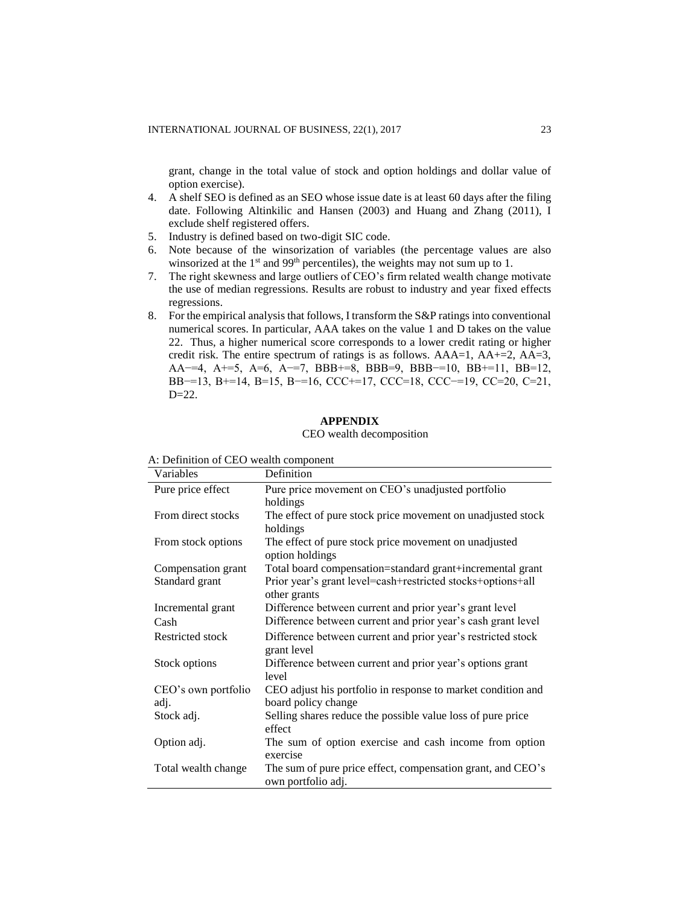grant, change in the total value of stock and option holdings and dollar value of option exercise).

4. A shelf SEO is defined as an SEO whose issue date is at least 60 days after the filing date. Following Altinkilic and Hansen (2003) and Huang and Zhang (2011), I exclude shelf registered offers.
5. Industry is defined based on two-digit SIC code.
6. Note because of the winsorization of variables (the percentage values are also winsorized at the 1st and 99th percentiles), the weights may not sum up to 1.
7. The right skewness and large outliers of CEO's firm related wealth change motivate the use of median regressions. Results are robust to industry and year fixed effects regressions.
8. For the empirical analysis that follows, I transform the S&P ratings into conventional numerical scores. In particular, AAA takes on the value 1 and D takes on the value 22. Thus, a higher numerical score corresponds to a lower credit rating or higher credit risk. The entire spectrum of ratings is as follows. AAA=1, AA+=2, AA=3, AA−=4, A+=5, A=6, A−=7, BBB+=8, BBB=9, BBB−=10, BB+=11, BB=12, BB−=13, B+=14, B=15, B−=16, CCC+=17, CCC=18, CCC−=19, CC=20, C=21, D=22.

## APPENDIX

CEO wealth decomposition

A: Definition of CEO wealth component

| Variables | Definition |
|---|---|
| Pure price effect | Pure price movement on CEO's unadjusted portfolio holdings |
| From direct stocks | The effect of pure stock price movement on unadjusted stock holdings |
| From stock options | The effect of pure stock price movement on unadjusted option holdings |
| Compensation grant | Total board compensation=standard grant+incremental grant |
| Standard grant | Prior year's grant level=cash+restricted stocks+options+all other grants |
| Incremental grant | Difference between current and prior year's grant level |
| Cash | Difference between current and prior year's cash grant level |
| Restricted stock | Difference between current and prior year's restricted stock grant level |
| Stock options | Difference between current and prior year's options grant level |
| CEO's own portfolio adj. | CEO adjust his portfolio in response to market condition and board policy change |
| Stock adj. | Selling shares reduce the possible value loss of pure price effect |
| Option adj. | The sum of option exercise and cash income from option exercise |
| Total wealth change | The sum of pure price effect, compensation grant, and CEO's own portfolio adj. |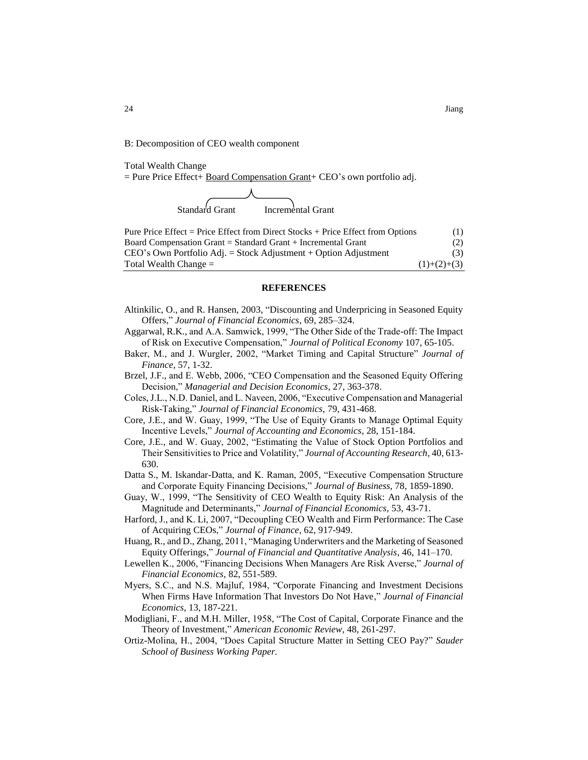B: Decomposition of CEO wealth component

Total Wealth Change
= Pure Price Effect+ Board Compensation Grant+ CEO's own portfolio adj.

Standard Grant        Incremental Grant

| | |
|---|---|
| Pure Price Effect = Price Effect from Direct Stocks + Price Effect from Options | (1) |
| Board Compensation Grant = Standard Grant + Incremental Grant | (2) |
| CEO's Own Portfolio Adj. = Stock Adjustment + Option Adjustment | (3) |
| Total Wealth Change = | (1)+(2)+(3) |

## REFERENCES

Altinkilic, O., and R. Hansen, 2003, "Discounting and Underpricing in Seasoned Equity Offers," *Journal of Financial Economics*, 69, 285–324.

Aggarwal, R.K., and A.A. Samwick, 1999, "The Other Side of the Trade-off: The Impact of Risk on Executive Compensation," *Journal of Political Economy* 107, 65-105.

Baker, M., and J. Wurgler, 2002, "Market Timing and Capital Structure" *Journal of Finance*, 57, 1-32.

Brzel, J.F., and E. Webb, 2006, "CEO Compensation and the Seasoned Equity Offering Decision," *Managerial and Decision Economics*, 27, 363-378.

Coles, J.L., N.D. Daniel, and L. Naveen, 2006, "Executive Compensation and Managerial Risk-Taking," *Journal of Financial Economics*, 79, 431-468.

Core, J.E., and W. Guay, 1999, "The Use of Equity Grants to Manage Optimal Equity Incentive Levels," *Journal of Accounting and Economics*, 28, 151-184.

Core, J.E., and W. Guay, 2002, "Estimating the Value of Stock Option Portfolios and Their Sensitivities to Price and Volatility," *Journal of Accounting Research*, 40, 613-630.

Datta S., M. Iskandar-Datta, and K. Raman, 2005, "Executive Compensation Structure and Corporate Equity Financing Decisions," *Journal of Business*, 78, 1859-1890.

Guay, W., 1999, "The Sensitivity of CEO Wealth to Equity Risk: An Analysis of the Magnitude and Determinants," *Journal of Financial Economics*, 53, 43-71.

Harford, J., and K. Li, 2007, "Decoupling CEO Wealth and Firm Performance: The Case of Acquiring CEOs," *Journal of Finance*, 62, 917-949.

Huang, R., and D., Zhang, 2011, "Managing Underwriters and the Marketing of Seasoned Equity Offerings," *Journal of Financial and Quantitative Analysis*, 46, 141–170.

Lewellen K., 2006, "Financing Decisions When Managers Are Risk Averse," *Journal of Financial Economics*, 82, 551-589.

Myers, S.C., and N.S. Majluf, 1984, "Corporate Financing and Investment Decisions When Firms Have Information That Investors Do Not Have," *Journal of Financial Economics*, 13, 187-221.

Modigliani, F., and M.H. Miller, 1958, "The Cost of Capital, Corporate Finance and the Theory of Investment," *American Economic Review*, 48, 261-297.

Ortiz-Molina, H., 2004, "Does Capital Structure Matter in Setting CEO Pay?" *Sauder School of Business Working Paper.*